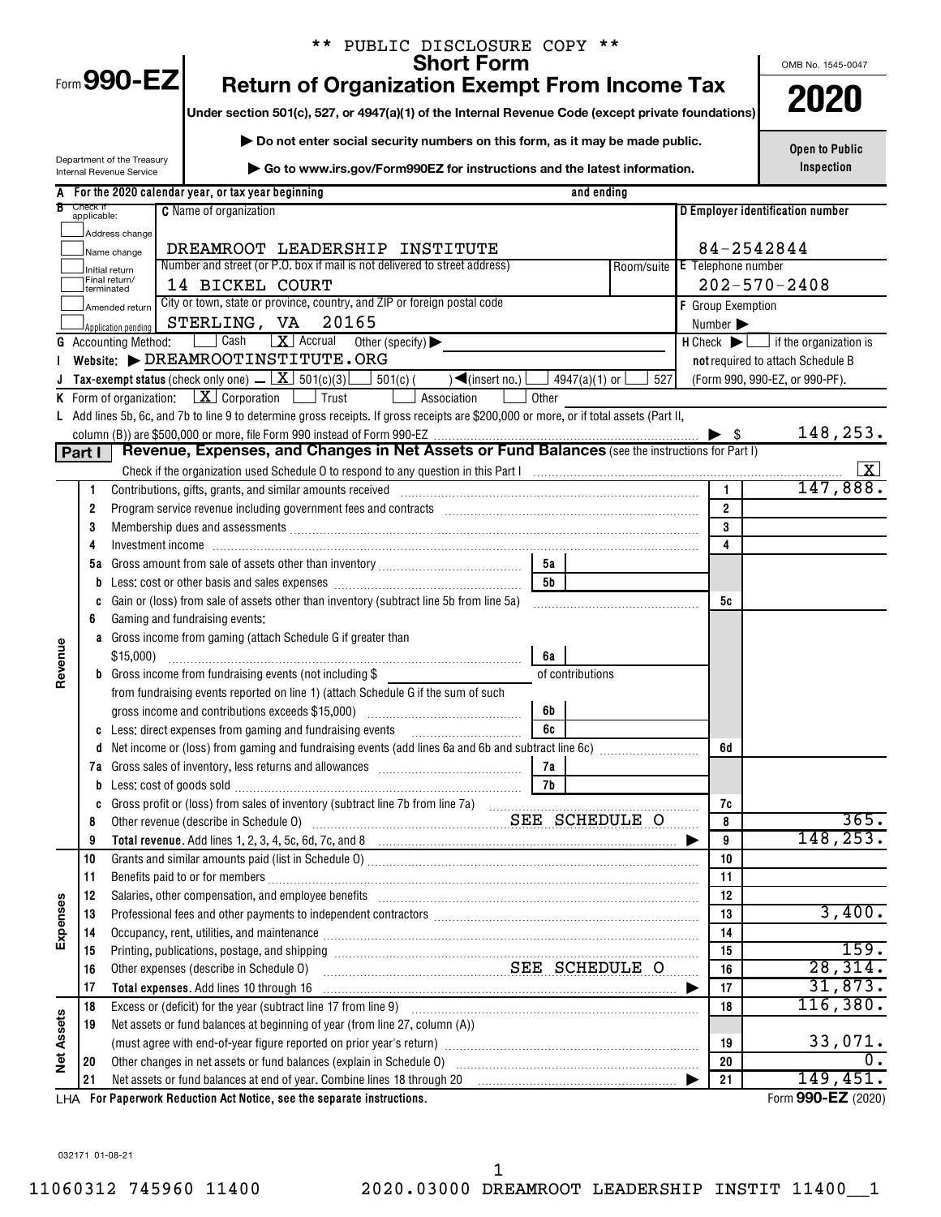\*\* PUBLIC DISCLOSURE COPY \*\*

# Form 990-EZ

## Short Form
## Return of Organization Exempt From Income Tax

**Under section 501(c), 527, or 4947(a)(1) of the Internal Revenue Code (except private foundations)**

▶ Do not enter social security numbers on this form, as it may be made public.

▶ Go to www.irs.gov/Form990EZ for instructions and the latest information.

Department of the Treasury
Internal Revenue Service

OMB No. 1545-0047

**2020**

**Open to Public Inspection**

**A** For the 2020 calendar year, or tax year beginning and ending

**B** Check if applicable: ☐ Address change ☐ Name change ☐ Initial return ☐ Final return/terminated ☐ Amended return ☐ Application pending

**C** Name of organization: DREAMROOT LEADERSHIP INSTITUTE

Number and street (or P.O. box if mail is not delivered to street address): 14 BICKEL COURT — Room/suite

City or town, state or province, country, and ZIP or foreign postal code: STERLING, VA 20165

**D** Employer identification number: 84-2542844

**E** Telephone number: 202-570-2408

**F** Group Exemption Number ▶

**G** Accounting Method: ☐ Cash ☒ Accrual ☐ Other (specify) ▶

**H** Check ▶ ☐ if the organization is **not** required to attach Schedule B (Form 990, 990-EZ, or 990-PF).

**I** Website: ▶ DREAMROOTINSTITUTE.ORG

**J** Tax-exempt status (check only one) – ☒ 501(c)(3) ☐ 501(c)( ) ◀(insert no.) ☐ 4947(a)(1) or ☐ 527

**K** Form of organization: ☒ Corporation ☐ Trust ☐ Association ☐ Other

**L** Add lines 5b, 6c, and 7b to line 9 to determine gross receipts. If gross receipts are $200,000 or more, or if total assets (Part II, column (B)) are $500,000 or more, file Form 990 instead of Form 990-EZ ▶ $ 148,253.

## Part I — Revenue, Expenses, and Changes in Net Assets or Fund Balances (see the instructions for Part I)

Check if the organization used Schedule O to respond to any question in this Part I ☒

| Section | Line | Description | | | Line | Amount |
|---|---|---|---|---|---|---|
| Revenue | 1 | Contributions, gifts, grants, and similar amounts received | | | 1 | 147,888. |
| | 2 | Program service revenue including government fees and contracts | | | 2 | |
| | 3 | Membership dues and assessments | | | 3 | |
| | 4 | Investment income | | | 4 | |
| | 5a | Gross amount from sale of assets other than inventory | 5a | | | |
| | b | Less: cost or other basis and sales expenses | 5b | | | |
| | c | Gain or (loss) from sale of assets other than inventory (subtract line 5b from line 5a) | | | 5c | |
| | 6 | Gaming and fundraising events: | | | | |
| | a | Gross income from gaming (attach Schedule G if greater than $15,000) | 6a | | | |
| | b | Gross income from fundraising events (not including $ of contributions from fundraising events reported on line 1) (attach Schedule G if the sum of such gross income and contributions exceeds $15,000) | 6b | | | |
| | c | Less: direct expenses from gaming and fundraising events | 6c | | | |
| | d | Net income or (loss) from gaming and fundraising events (add lines 6a and 6b and subtract line 6c) | | | 6d | |
| | 7a | Gross sales of inventory, less returns and allowances | 7a | | | |
| | b | Less: cost of goods sold | 7b | | | |
| | c | Gross profit or (loss) from sales of inventory (subtract line 7b from line 7a) | | | 7c | |
| | 8 | Other revenue (describe in Schedule O) SEE SCHEDULE O | | | 8 | 365. |
| | 9 | **Total revenue.** Add lines 1, 2, 3, 4, 5c, 6d, 7c, and 8 ▶ | | | 9 | 148,253. |
| Expenses | 10 | Grants and similar amounts paid (list in Schedule O) | | | 10 | |
| | 11 | Benefits paid to or for members | | | 11 | |
| | 12 | Salaries, other compensation, and employee benefits | | | 12 | |
| | 13 | Professional fees and other payments to independent contractors | | | 13 | 3,400. |
| | 14 | Occupancy, rent, utilities, and maintenance | | | 14 | |
| | 15 | Printing, publications, postage, and shipping | | | 15 | 159. |
| | 16 | Other expenses (describe in Schedule O) SEE SCHEDULE O | | | 16 | 28,314. |
| | 17 | **Total expenses.** Add lines 10 through 16 ▶ | | | 17 | 31,873. |
| Net Assets | 18 | Excess or (deficit) for the year (subtract line 17 from line 9) | | | 18 | 116,380. |
| | 19 | Net assets or fund balances at beginning of year (from line 27, column (A)) (must agree with end-of-year figure reported on prior year's return) | | | 19 | 33,071. |
| | 20 | Other changes in net assets or fund balances (explain in Schedule O) | | | 20 | 0. |
| | 21 | Net assets or fund balances at end of year. Combine lines 18 through 20 ▶ | | | 21 | 149,451. |

LHA **For Paperwork Reduction Act Notice, see the separate instructions.** Form **990-EZ** (2020)

032171 01-08-21

11060312 745960 11400 2020.03000 DREAMROOT LEADERSHIP INSTIT 11400__1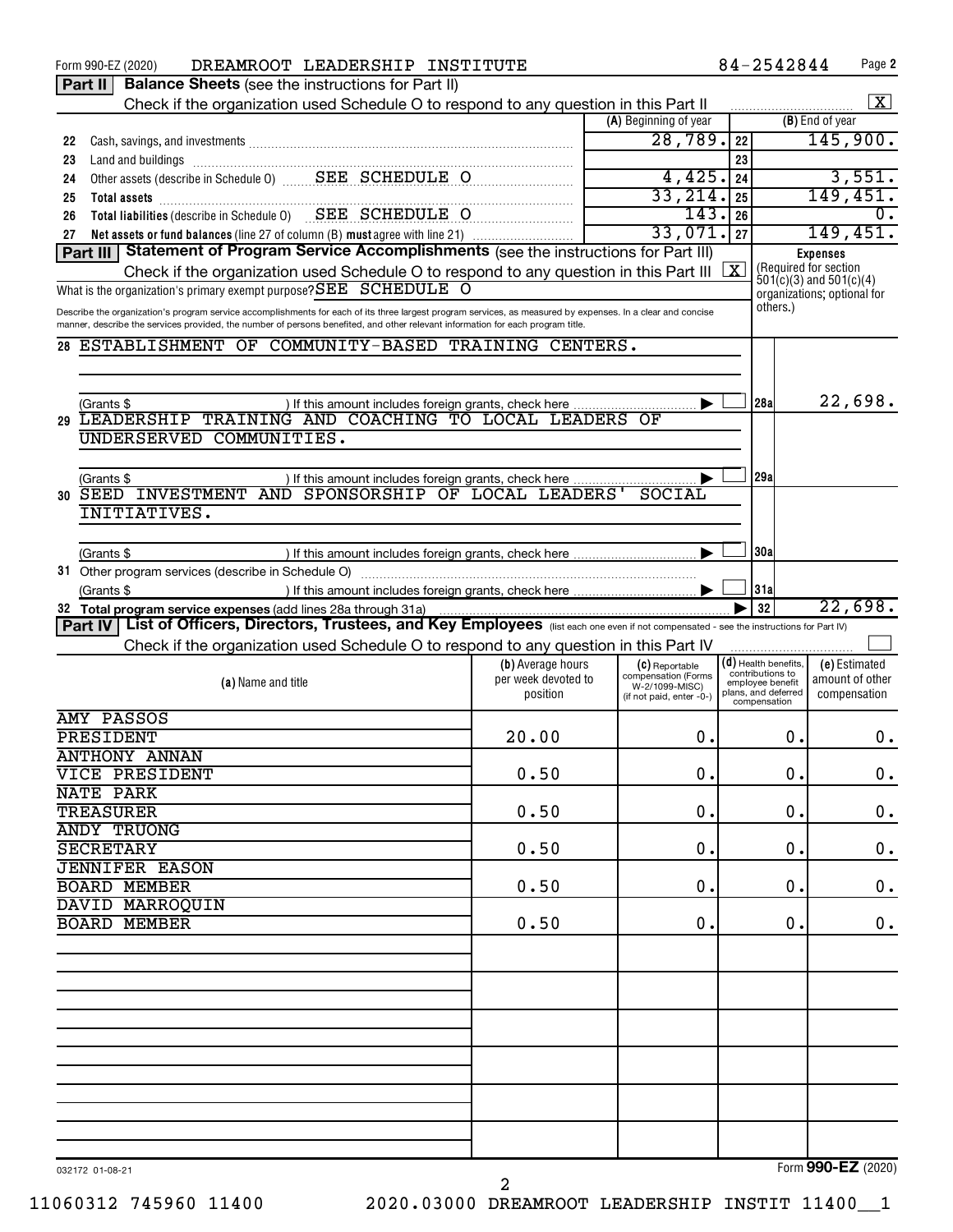Form 990-EZ (2020) DREAMROOT LEADERSHIP INSTITUTE 84-2542844

## Part II Balance Sheets (see the instructions for Part II)

Check if the organization used Schedule O to respond to any question in this Part II [X]

| | | (A) Beginning of year | | (B) End of year |
|---|---|---|---|---|
| 22 | Cash, savings, and investments | 28,789. | 22 | 145,900. |
| 23 | Land and buildings | | 23 | |
| 24 | Other assets (describe in Schedule O) SEE SCHEDULE O | 4,425. | 24 | 3,551. |
| 25 | **Total assets** | 33,214. | 25 | 149,451. |
| 26 | **Total liabilities** (describe in Schedule O) SEE SCHEDULE O | 143. | 26 | 0. |
| 27 | **Net assets or fund balances** (line 27 of column (B) **must** agree with line 21) | 33,071. | 27 | 149,451. |

## Part III Statement of Program Service Accomplishments (see the instructions for Part III)

Check if the organization used Schedule O to respond to any question in this Part III [X]

What is the organization's primary exempt purpose? SEE SCHEDULE O

Describe the organization's program service accomplishments for each of its three largest program services, as measured by expenses. In a clear and concise manner, describe the services provided, the number of persons benefited, and other relevant information for each program title.

**Expenses** (Required for section 501(c)(3) and 501(c)(4) organizations; optional for others.)

| | Description | | Expenses |
|---|---|---|---|
| 28 | ESTABLISHMENT OF COMMUNITY-BASED TRAINING CENTERS. (Grants $ ) If this amount includes foreign grants, check here [ ] | 28a | 22,698. |
| 29 | LEADERSHIP TRAINING AND COACHING TO LOCAL LEADERS OF UNDERSERVED COMMUNITIES. (Grants $ ) If this amount includes foreign grants, check here [ ] | 29a | |
| 30 | SEED INVESTMENT AND SPONSORSHIP OF LOCAL LEADERS' SOCIAL INITIATIVES. (Grants $ ) If this amount includes foreign grants, check here [ ] | 30a | |
| 31 | Other program services (describe in Schedule O) (Grants $ ) If this amount includes foreign grants, check here [ ] | 31a | |
| 32 | **Total program service expenses** (add lines 28a through 31a) | 32 | 22,698. |

## Part IV List of Officers, Directors, Trustees, and Key Employees (list each one even if not compensated - see the instructions for Part IV)

Check if the organization used Schedule O to respond to any question in this Part IV [ ]

| (a) Name and title | (b) Average hours per week devoted to position | (c) Reportable compensation (Forms W-2/1099-MISC) (if not paid, enter -0-) | (d) Health benefits, contributions to employee benefit plans, and deferred compensation | (e) Estimated amount of other compensation |
|---|---|---|---|---|
| AMY PASSOS, PRESIDENT | 20.00 | 0. | 0. | 0. |
| ANTHONY ANNAN, VICE PRESIDENT | 0.50 | 0. | 0. | 0. |
| NATE PARK, TREASURER | 0.50 | 0. | 0. | 0. |
| ANDY TRUONG, SECRETARY | 0.50 | 0. | 0. | 0. |
| JENNIFER EASON, BOARD MEMBER | 0.50 | 0. | 0. | 0. |
| DAVID MARROQUIN, BOARD MEMBER | 0.50 | 0. | 0. | 0. |

032172 01-08-21 Form **990-EZ** (2020)

11060312 745960 11400 2020.03000 DREAMROOT LEADERSHIP INSTIT 11400__1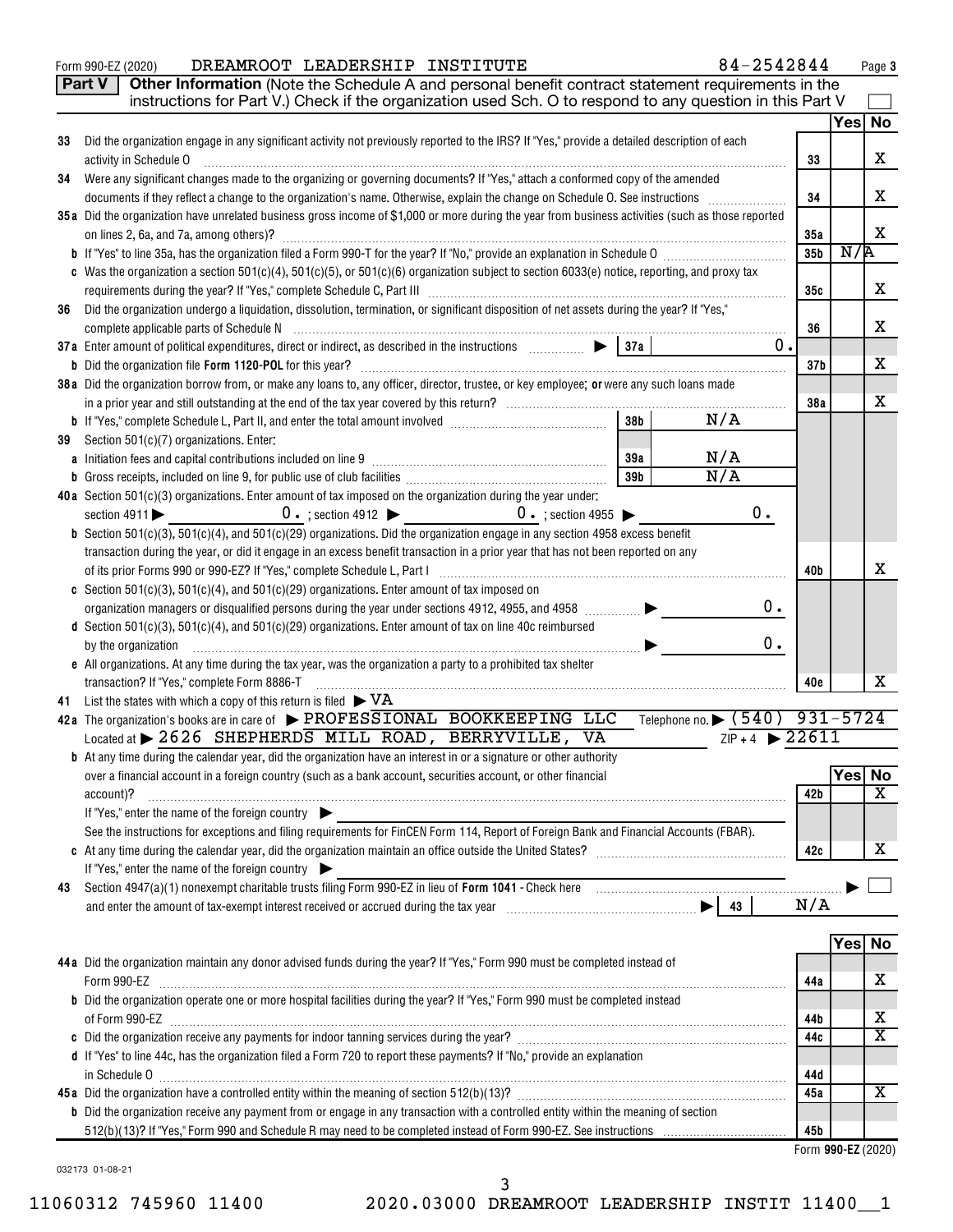Form 990-EZ (2020) DREAMROOT LEADERSHIP INSTITUTE 84-2542844 Page 3

**Part V** **Other Information** (Note the Schedule A and personal benefit contract statement requirements in the instructions for Part V.) Check if the organization used Sch. O to respond to any question in this Part V ☐

| | | | Yes | No |
|---|---|---|---|---|
| 33 | Did the organization engage in any significant activity not previously reported to the IRS? If "Yes," provide a detailed description of each activity in Schedule O | 33 | | X |
| 34 | Were any significant changes made to the organizing or governing documents? If "Yes," attach a conformed copy of the amended documents if they reflect a change to the organization's name. Otherwise, explain the change on Schedule O. See instructions | 34 | | X |
| 35a | Did the organization have unrelated business gross income of $1,000 or more during the year from business activities (such as those reported on lines 2, 6a, and 7a, among others)? | 35a | | X |
| b | If "Yes" to line 35a, has the organization filed a Form 990-T for the year? If "No," provide an explanation in Schedule O | 35b | N/A | |
| c | Was the organization a section 501(c)(4), 501(c)(5), or 501(c)(6) organization subject to section 6033(e) notice, reporting, and proxy tax requirements during the year? If "Yes," complete Schedule C, Part III | 35c | | X |
| 36 | Did the organization undergo a liquidation, dissolution, termination, or significant disposition of net assets during the year? If "Yes," complete applicable parts of Schedule N | 36 | | X |
| 37a | Enter amount of political expenditures, direct or indirect, as described in the instructions ▶ 37a 0. | | | |
| b | Did the organization file **Form 1120-POL** for this year? | 37b | | X |
| 38a | Did the organization borrow from, or make any loans to, any officer, director, trustee, or key employee; **or** were any such loans made in a prior year and still outstanding at the end of the tax year covered by this return? | 38a | | X |
| b | If "Yes," complete Schedule L, Part II, and enter the total amount involved 38b N/A | | | |
| 39 | Section 501(c)(7) organizations. Enter: | | | |
| a | Initiation fees and capital contributions included on line 9 39a N/A | | | |
| b | Gross receipts, included on line 9, for public use of club facilities 39b N/A | | | |
| 40a | Section 501(c)(3) organizations. Enter amount of tax imposed on the organization during the year under: section 4911 ▶ 0. ; section 4912 ▶ 0. ; section 4955 ▶ 0. | | | |
| b | Section 501(c)(3), 501(c)(4), and 501(c)(29) organizations. Did the organization engage in any section 4958 excess benefit transaction during the year, or did it engage in an excess benefit transaction in a prior year that has not been reported on any of its prior Forms 990 or 990-EZ? If "Yes," complete Schedule L, Part I | 40b | | X |
| c | Section 501(c)(3), 501(c)(4), and 501(c)(29) organizations. Enter amount of tax imposed on organization managers or disqualified persons during the year under sections 4912, 4955, and 4958 ▶ 0. | | | |
| d | Section 501(c)(3), 501(c)(4), and 501(c)(29) organizations. Enter amount of tax on line 40c reimbursed by the organization ▶ 0. | | | |
| e | All organizations. At any time during the tax year, was the organization a party to a prohibited tax shelter transaction? If "Yes," complete Form 8886-T | 40e | | X |

41 List the states with which a copy of this return is filed ▶ VA

42a The organization's books are in care of ▶ PROFESSIONAL BOOKKEEPING LLC Telephone no. ▶ (540) 931-5724
Located at ▶ 2626 SHEPHERDS MILL ROAD, BERRYVILLE, VA ZIP + 4 ▶ 22611

| | | | Yes | No |
|---|---|---|---|---|
| b | At any time during the calendar year, did the organization have an interest in or a signature or other authority over a financial account in a foreign country (such as a bank account, securities account, or other financial account)? | 42b | | X |
| | If "Yes," enter the name of the foreign country ▶ | | | |
| | See the instructions for exceptions and filing requirements for FinCEN Form 114, Report of Foreign Bank and Financial Accounts (FBAR). | | | |
| c | At any time during the calendar year, did the organization maintain an office outside the United States? | 42c | | X |
| | If "Yes," enter the name of the foreign country ▶ | | | |

43 Section 4947(a)(1) nonexempt charitable trusts filing Form 990-EZ in lieu of **Form 1041** - Check here ▶ ☐
and enter the amount of tax-exempt interest received or accrued during the tax year ▶ 43 N/A

| | | | Yes | No |
|---|---|---|---|---|
| 44a | Did the organization maintain any donor advised funds during the year? If "Yes," Form 990 must be completed instead of Form 990-EZ | 44a | | X |
| b | Did the organization operate one or more hospital facilities during the year? If "Yes," Form 990 must be completed instead of Form 990-EZ | 44b | | X |
| c | Did the organization receive any payments for indoor tanning services during the year? | 44c | | X |
| d | If "Yes" to line 44c, has the organization filed a Form 720 to report these payments? If "No," provide an explanation in Schedule O | 44d | | |
| 45a | Did the organization have a controlled entity within the meaning of section 512(b)(13)? | 45a | | X |
| b | Did the organization receive any payment from or engage in any transaction with a controlled entity within the meaning of section 512(b)(13)? If "Yes," Form 990 and Schedule R may need to be completed instead of Form 990-EZ. See instructions | 45b | | |

Form **990-EZ** (2020)

032173 01-08-21

11060312 745960 11400 2020.03000 DREAMROOT LEADERSHIP INSTIT 11400__1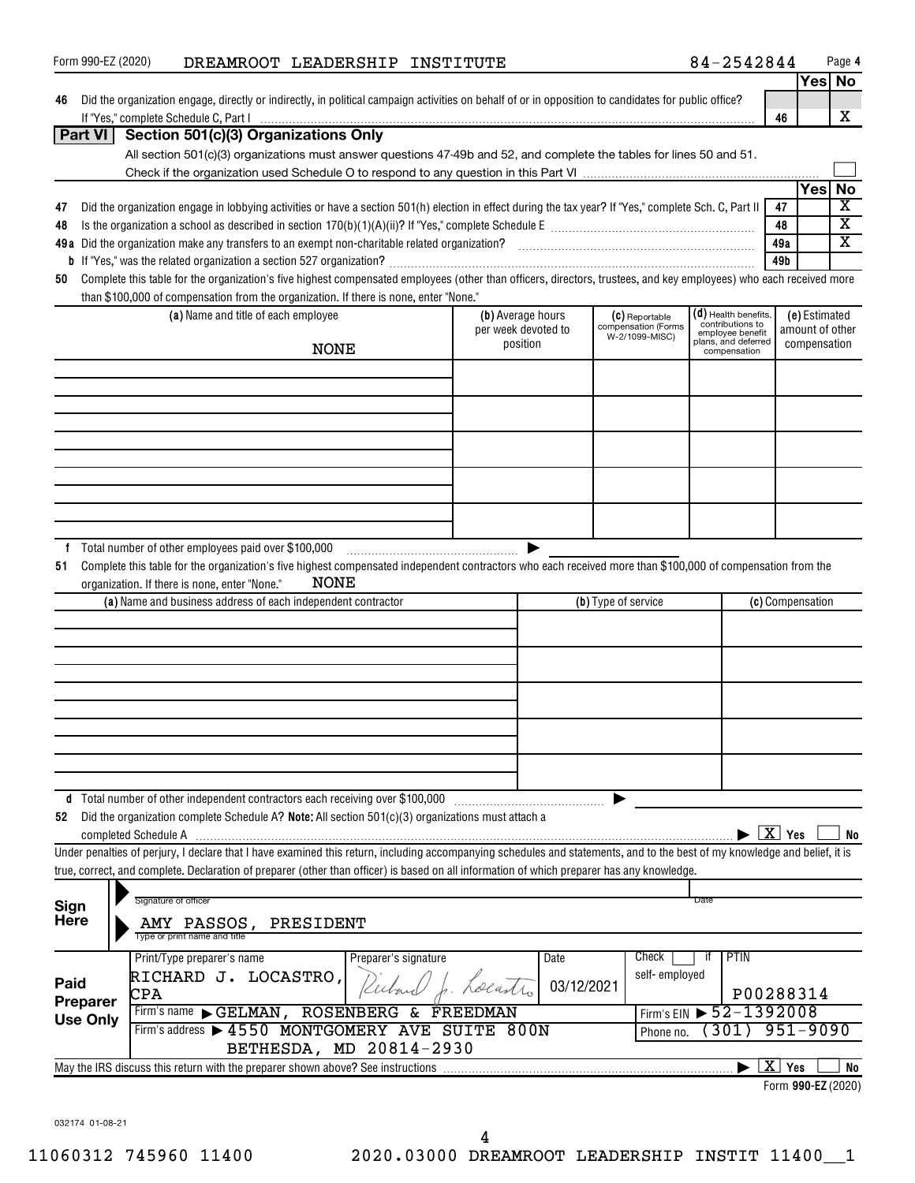Form 990-EZ (2020) DREAMROOT LEADERSHIP INSTITUTE 84-2542844

| | | | Yes | No |
|---|---|---|---|---|
| 46 | Did the organization engage, directly or indirectly, in political campaign activities on behalf of or in opposition to candidates for public office? If "Yes," complete Schedule C, Part I | 46 | | X |

## Part VI Section 501(c)(3) Organizations Only

All section 501(c)(3) organizations must answer questions 47-49b and 52, and complete the tables for lines 50 and 51.

Check if the organization used Schedule O to respond to any question in this Part VI ☐

| | | | Yes | No |
|---|---|---|---|---|
| 47 | Did the organization engage in lobbying activities or have a section 501(h) election in effect during the tax year? If "Yes," complete Sch. C, Part II | 47 | | X |
| 48 | Is the organization a school as described in section 170(b)(1)(A)(ii)? If "Yes," complete Schedule E | 48 | | X |
| 49a | Did the organization make any transfers to an exempt non-charitable related organization? | 49a | | X |
| b | If "Yes," was the related organization a section 527 organization? | 49b | | |

**50** Complete this table for the organization's five highest compensated employees (other than officers, directors, trustees, and key employees) who each received more than $100,000 of compensation from the organization. If there is none, enter "None."

| (a) Name and title of each employee | (b) Average hours per week devoted to position | (c) Reportable compensation (Forms W-2/1099-MISC) | (d) Health benefits, contributions to employee benefit plans, and deferred compensation | (e) Estimated amount of other compensation |
|---|---|---|---|---|
| NONE | | | | |

**f** Total number of other employees paid over $100,000

**51** Complete this table for the organization's five highest compensated independent contractors who each received more than $100,000 of compensation from the organization. If there is none, enter "None." NONE

| (a) Name and business address of each independent contractor | (b) Type of service | (c) Compensation |
|---|---|---|
| | | |

**d** Total number of other independent contractors each receiving over $100,000

**52** Did the organization complete Schedule A? **Note:** All section 501(c)(3) organizations must attach a completed Schedule A ☒ Yes ☐ No

Under penalties of perjury, I declare that I have examined this return, including accompanying schedules and statements, and to the best of my knowledge and belief, it is true, correct, and complete. Declaration of preparer (other than officer) is based on all information of which preparer has any knowledge.

**Sign Here**

Signature of officer — Date

AMY PASSOS, PRESIDENT
Type or print name and title

**Paid Preparer Use Only**

| Print/Type preparer's name | Preparer's signature | Date | Check ☐ if self-employed | PTIN |
|---|---|---|---|---|
| RICHARD J. LOCASTRO, CPA | Richard J. Locastro | 03/12/2021 | | P00288314 |

Firm's name ▶ GELMAN, ROSENBERG & FREEDMAN — Firm's EIN ▶ 52-1392008

Firm's address ▶ 4550 MONTGOMERY AVE SUITE 800N, BETHESDA, MD 20814-2930 — Phone no. (301) 951-9090

May the IRS discuss this return with the preparer shown above? See instructions ☒ Yes ☐ No

Form **990-EZ** (2020)

032174 01-08-21

11060312 745960 11400 2020.03000 DREAMROOT LEADERSHIP INSTIT 11400__1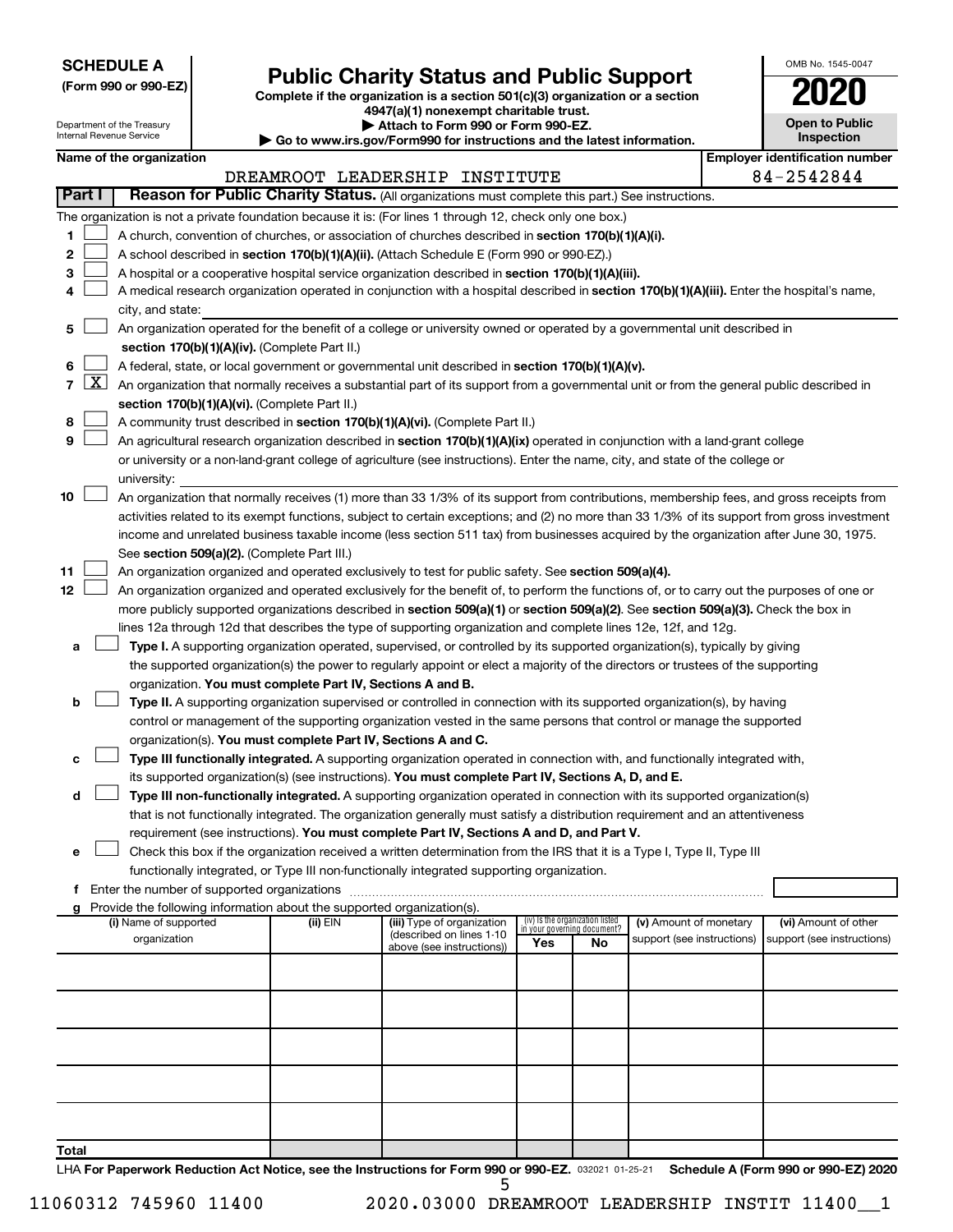**SCHEDULE A**
**(Form 990 or 990-EZ)**

Department of the Treasury
Internal Revenue Service

# Public Charity Status and Public Support

**Complete if the organization is a section 501(c)(3) organization or a section 4947(a)(1) nonexempt charitable trust.**
**▶ Attach to Form 990 or Form 990-EZ.**
**▶ Go to www.irs.gov/Form990 for instructions and the latest information.**

OMB No. 1545-0047
**2020**
**Open to Public Inspection**

**Name of the organization**: DREAMROOT LEADERSHIP INSTITUTE
**Employer identification number**: 84-2542844

**Part I — Reason for Public Charity Status.** (All organizations must complete this part.) See instructions.

The organization is not a private foundation because it is: (For lines 1 through 12, check only one box.)

1. ☐ A church, convention of churches, or association of churches described in **section 170(b)(1)(A)(i).**
2. ☐ A school described in **section 170(b)(1)(A)(ii).** (Attach Schedule E (Form 990 or 990-EZ).)
3. ☐ A hospital or a cooperative hospital service organization described in **section 170(b)(1)(A)(iii).**
4. ☐ A medical research organization operated in conjunction with a hospital described in **section 170(b)(1)(A)(iii).** Enter the hospital's name, city, and state:
5. ☐ An organization operated for the benefit of a college or university owned or operated by a governmental unit described in **section 170(b)(1)(A)(iv).** (Complete Part II.)
6. ☐ A federal, state, or local government or governmental unit described in **section 170(b)(1)(A)(v).**
7. ☒ An organization that normally receives a substantial part of its support from a governmental unit or from the general public described in **section 170(b)(1)(A)(vi).** (Complete Part II.)
8. ☐ A community trust described in **section 170(b)(1)(A)(vi).** (Complete Part II.)
9. ☐ An agricultural research organization described in **section 170(b)(1)(A)(ix)** operated in conjunction with a land-grant college or university or a non-land-grant college of agriculture (see instructions). Enter the name, city, and state of the college or university:
10. ☐ An organization that normally receives (1) more than 33 1/3% of its support from contributions, membership fees, and gross receipts from activities related to its exempt functions, subject to certain exceptions; and (2) no more than 33 1/3% of its support from gross investment income and unrelated business taxable income (less section 511 tax) from businesses acquired by the organization after June 30, 1975. See **section 509(a)(2).** (Complete Part III.)
11. ☐ An organization organized and operated exclusively to test for public safety. See **section 509(a)(4).**
12. ☐ An organization organized and operated exclusively for the benefit of, to perform the functions of, or to carry out the purposes of one or more publicly supported organizations described in **section 509(a)(1)** or **section 509(a)(2)**. See **section 509(a)(3).** Check the box in lines 12a through 12d that describes the type of supporting organization and complete lines 12e, 12f, and 12g.
   - **a** ☐ **Type I.** A supporting organization operated, supervised, or controlled by its supported organization(s), typically by giving the supported organization(s) the power to regularly appoint or elect a majority of the directors or trustees of the supporting organization. **You must complete Part IV, Sections A and B.**
   - **b** ☐ **Type II.** A supporting organization supervised or controlled in connection with its supported organization(s), by having control or management of the supporting organization vested in the same persons that control or manage the supported organization(s). **You must complete Part IV, Sections A and C.**
   - **c** ☐ **Type III functionally integrated.** A supporting organization operated in connection with, and functionally integrated with, its supported organization(s) (see instructions). **You must complete Part IV, Sections A, D, and E.**
   - **d** ☐ **Type III non-functionally integrated.** A supporting organization operated in connection with its supported organization(s) that is not functionally integrated. The organization generally must satisfy a distribution requirement and an attentiveness requirement (see instructions). **You must complete Part IV, Sections A and D, and Part V.**
   - **e** ☐ Check this box if the organization received a written determination from the IRS that it is a Type I, Type II, Type III functionally integrated, or Type III non-functionally integrated supporting organization.
   - **f** Enter the number of supported organizations
   - **g** Provide the following information about the supported organization(s).

| (i) Name of supported organization | (ii) EIN | (iii) Type of organization (described on lines 1-10 above (see instructions)) | (iv) Is the organization listed in your governing document? Yes | No | (v) Amount of monetary support (see instructions) | (vi) Amount of other support (see instructions) |
|---|---|---|---|---|---|---|
| | | | | | | |
| | | | | | | |
| | | | | | | |
| | | | | | | |
| | | | | | | |
| **Total** | | | | | | |

LHA **For Paperwork Reduction Act Notice, see the Instructions for Form 990 or 990-EZ.** 032021 01-25-21 **Schedule A (Form 990 or 990-EZ) 2020**

11060312 745960 11400 2020.03000 DREAMROOT LEADERSHIP INSTIT 11400__1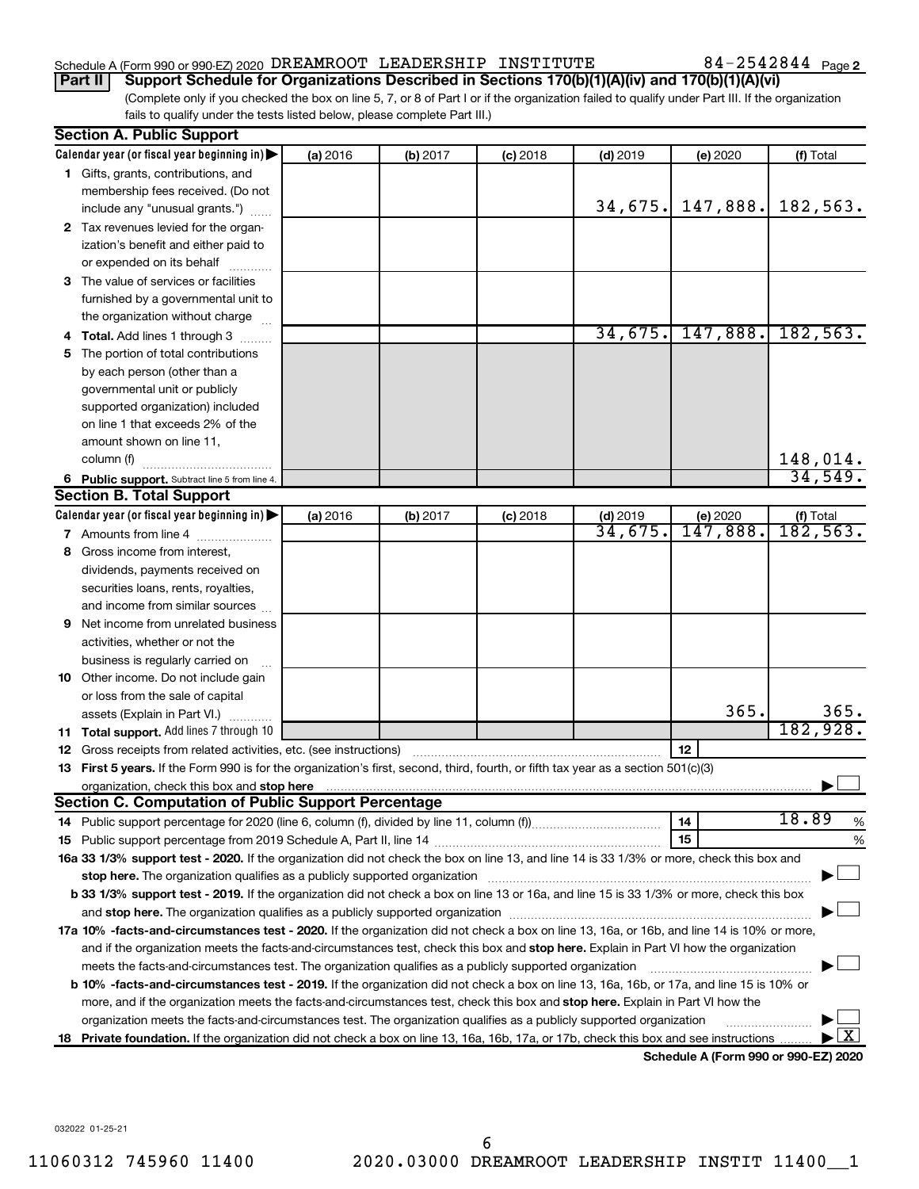Schedule A (Form 990 or 990-EZ) 2020 DREAMROOT LEADERSHIP INSTITUTE 84-2542844 Page 2

**Part II | Support Schedule for Organizations Described in Sections 170(b)(1)(A)(iv) and 170(b)(1)(A)(vi)**

(Complete only if you checked the box on line 5, 7, or 8 of Part I or if the organization failed to qualify under Part III. If the organization fails to qualify under the tests listed below, please complete Part III.)

## Section A. Public Support

| Calendar year (or fiscal year beginning in) ▶ | (a) 2016 | (b) 2017 | (c) 2018 | (d) 2019 | (e) 2020 | (f) Total |
|---|---|---|---|---|---|---|
| **1** Gifts, grants, contributions, and membership fees received. (Do not include any "unusual grants.") | | | | 34,675. | 147,888. | 182,563. |
| **2** Tax revenues levied for the organization's benefit and either paid to or expended on its behalf | | | | | | |
| **3** The value of services or facilities furnished by a governmental unit to the organization without charge | | | | | | |
| **4 Total.** Add lines 1 through 3 | | | | 34,675. | 147,888. | 182,563. |
| **5** The portion of total contributions by each person (other than a governmental unit or publicly supported organization) included on line 1 that exceeds 2% of the amount shown on line 11, column (f) | | | | | | 148,014. |
| **6 Public support.** Subtract line 5 from line 4. | | | | | | 34,549. |

## Section B. Total Support

| Calendar year (or fiscal year beginning in) ▶ | (a) 2016 | (b) 2017 | (c) 2018 | (d) 2019 | (e) 2020 | (f) Total |
|---|---|---|---|---|---|---|
| **7** Amounts from line 4 | | | | 34,675. | 147,888. | 182,563. |
| **8** Gross income from interest, dividends, payments received on securities loans, rents, royalties, and income from similar sources | | | | | | |
| **9** Net income from unrelated business activities, whether or not the business is regularly carried on | | | | | | |
| **10** Other income. Do not include gain or loss from the sale of capital assets (Explain in Part VI.) | | | | | 365. | 365. |
| **11 Total support.** Add lines 7 through 10 | | | | | | 182,928. |

**12** Gross receipts from related activities, etc. (see instructions) | **12** |

**13 First 5 years.** If the Form 990 is for the organization's first, second, third, fourth, or fifth tax year as a section 501(c)(3) organization, check this box and **stop here** ▶ ☐

## Section C. Computation of Public Support Percentage

**14** Public support percentage for 2020 (line 6, column (f), divided by line 11, column (f)) | **14** | 18.89 %

**15** Public support percentage from 2019 Schedule A, Part II, line 14 | **15** | %

**16a 33 1/3% support test - 2020.** If the organization did not check the box on line 13, and line 14 is 33 1/3% or more, check this box and **stop here.** The organization qualifies as a publicly supported organization ▶ ☐

**b 33 1/3% support test - 2019.** If the organization did not check a box on line 13 or 16a, and line 15 is 33 1/3% or more, check this box and **stop here.** The organization qualifies as a publicly supported organization ▶ ☐

**17a 10% -facts-and-circumstances test - 2020.** If the organization did not check a box on line 13, 16a, or 16b, and line 14 is 10% or more, and if the organization meets the facts-and-circumstances test, check this box and **stop here.** Explain in Part VI how the organization meets the facts-and-circumstances test. The organization qualifies as a publicly supported organization ▶ ☐

**b 10% -facts-and-circumstances test - 2019.** If the organization did not check a box on line 13, 16a, 16b, or 17a, and line 15 is 10% or more, and if the organization meets the facts-and-circumstances test, check this box and **stop here.** Explain in Part VI how the organization meets the facts-and-circumstances test. The organization qualifies as a publicly supported organization ▶ ☐

**18 Private foundation.** If the organization did not check a box on line 13, 16a, 16b, 17a, or 17b, check this box and see instructions ▶ ☒

**Schedule A (Form 990 or 990-EZ) 2020**

032022 01-25-21

11060312 745960 11400 2020.03000 DREAMROOT LEADERSHIP INSTIT 11400__1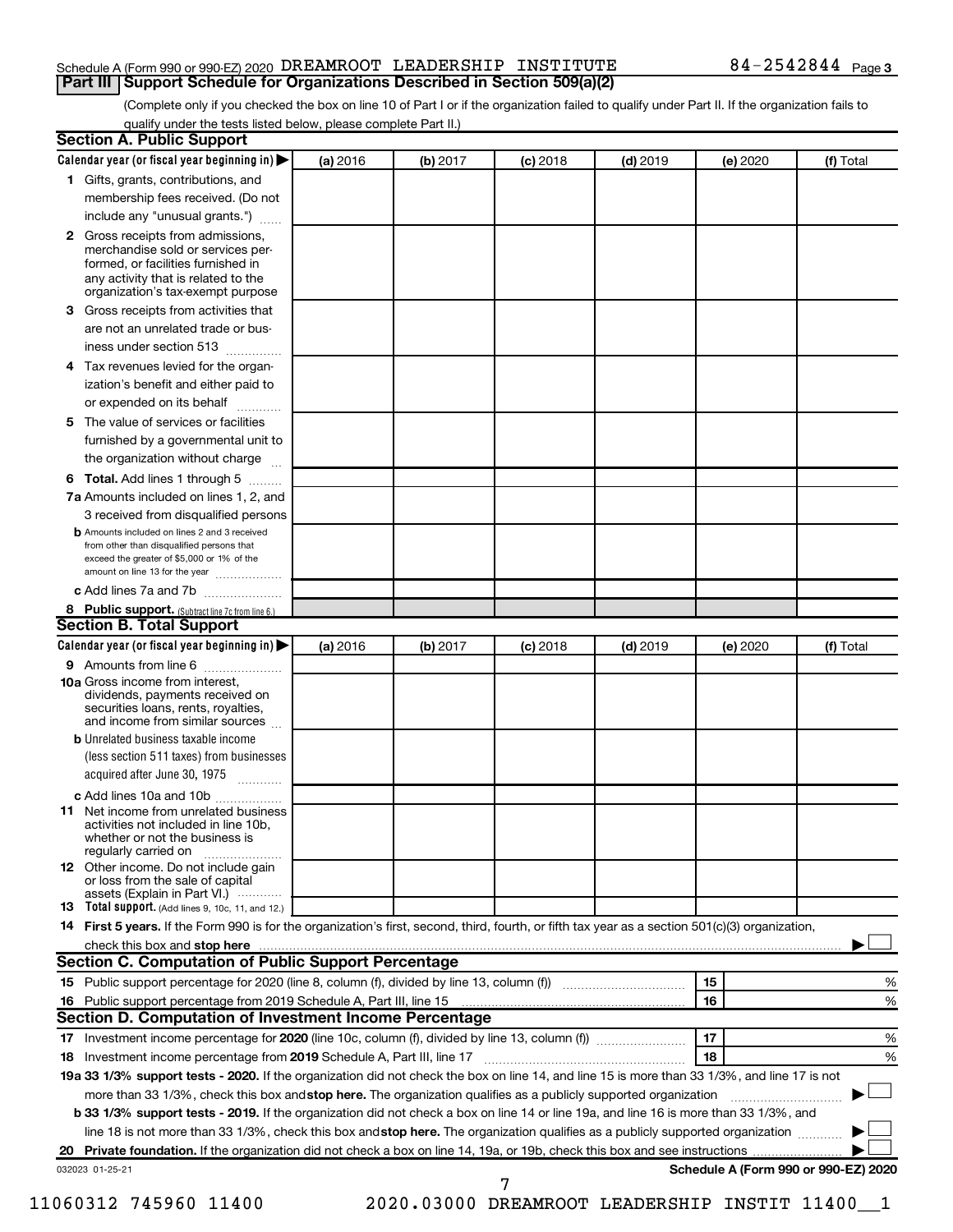Schedule A (Form 990 or 990-EZ) 2020 DREAMROOT LEADERSHIP INSTITUTE 84-2542844 Page 3

## Part III Support Schedule for Organizations Described in Section 509(a)(2)

(Complete only if you checked the box on line 10 of Part I or if the organization failed to qualify under Part II. If the organization fails to qualify under the tests listed below, please complete Part II.)

### Section A. Public Support

| Calendar year (or fiscal year beginning in) ▶ | (a) 2016 | (b) 2017 | (c) 2018 | (d) 2019 | (e) 2020 | (f) Total |
|---|---|---|---|---|---|---|
| 1 Gifts, grants, contributions, and membership fees received. (Do not include any "unusual grants.") | | | | | | |
| 2 Gross receipts from admissions, merchandise sold or services performed, or facilities furnished in any activity that is related to the organization's tax-exempt purpose | | | | | | |
| 3 Gross receipts from activities that are not an unrelated trade or business under section 513 | | | | | | |
| 4 Tax revenues levied for the organization's benefit and either paid to or expended on its behalf | | | | | | |
| 5 The value of services or facilities furnished by a governmental unit to the organization without charge | | | | | | |
| 6 **Total.** Add lines 1 through 5 | | | | | | |
| 7a Amounts included on lines 1, 2, and 3 received from disqualified persons | | | | | | |
| b Amounts included on lines 2 and 3 received from other than disqualified persons that exceed the greater of $5,000 or 1% of the amount on line 13 for the year | | | | | | |
| c Add lines 7a and 7b | | | | | | |
| 8 **Public support.** (Subtract line 7c from line 6.) | | | | | | |

### Section B. Total Support

| Calendar year (or fiscal year beginning in) ▶ | (a) 2016 | (b) 2017 | (c) 2018 | (d) 2019 | (e) 2020 | (f) Total |
|---|---|---|---|---|---|---|
| 9 Amounts from line 6 | | | | | | |
| 10a Gross income from interest, dividends, payments received on securities loans, rents, royalties, and income from similar sources | | | | | | |
| b Unrelated business taxable income (less section 511 taxes) from businesses acquired after June 30, 1975 | | | | | | |
| c Add lines 10a and 10b | | | | | | |
| 11 Net income from unrelated business activities not included in line 10b, whether or not the business is regularly carried on | | | | | | |
| 12 Other income. Do not include gain or loss from the sale of capital assets (Explain in Part VI.) | | | | | | |
| 13 **Total support.** (Add lines 9, 10c, 11, and 12.) | | | | | | |

14 **First 5 years.** If the Form 990 is for the organization's first, second, third, fourth, or fifth tax year as a section 501(c)(3) organization, check this box and **stop here** ▶ ☐

### Section C. Computation of Public Support Percentage

| | | | |
|---|---|---|---|
| 15 | Public support percentage for 2020 (line 8, column (f), divided by line 13, column (f)) | 15 | % |
| 16 | Public support percentage from 2019 Schedule A, Part III, line 15 | 16 | % |

### Section D. Computation of Investment Income Percentage

| | | | |
|---|---|---|---|
| 17 | Investment income percentage for **2020** (line 10c, column (f), divided by line 13, column (f)) | 17 | % |
| 18 | Investment income percentage from **2019** Schedule A, Part III, line 17 | 18 | % |

19a **33 1/3% support tests - 2020.** If the organization did not check the box on line 14, and line 15 is more than 33 1/3%, and line 17 is not more than 33 1/3%, check this box and **stop here.** The organization qualifies as a publicly supported organization ▶ ☐

b **33 1/3% support tests - 2019.** If the organization did not check a box on line 14 or line 19a, and line 16 is more than 33 1/3%, and line 18 is not more than 33 1/3%, check this box and **stop here.** The organization qualifies as a publicly supported organization ▶ ☐

20 **Private foundation.** If the organization did not check a box on line 14, 19a, or 19b, check this box and see instructions ▶ ☐

032023 01-25-21 Schedule A (Form 990 or 990-EZ) 2020

11060312 745960 11400 2020.03000 DREAMROOT LEADERSHIP INSTIT 11400__1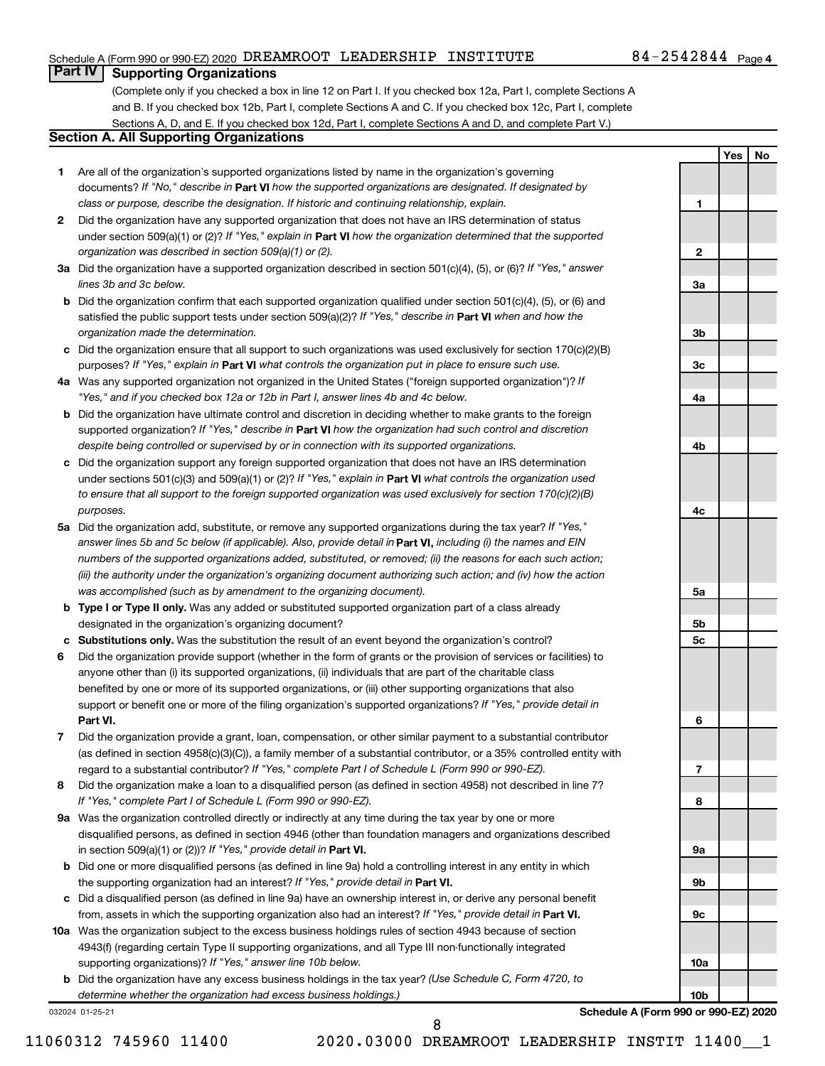Schedule A (Form 990 or 990-EZ) 2020 DREAMROOT LEADERSHIP INSTITUTE 84-2542844 Page 4

## Part IV Supporting Organizations

(Complete only if you checked a box in line 12 on Part I. If you checked box 12a, Part I, complete Sections A and B. If you checked box 12b, Part I, complete Sections A and C. If you checked box 12c, Part I, complete Sections A, D, and E. If you checked box 12d, Part I, complete Sections A and D, and complete Part V.)

### Section A. All Supporting Organizations

| | | | Yes | No |
|---|---|---|---|---|
| **1** | Are all of the organization's supported organizations listed by name in the organization's governing documents? *If "No," describe in* **Part VI** *how the supported organizations are designated. If designated by class or purpose, describe the designation. If historic and continuing relationship, explain.* | 1 | | |
| **2** | Did the organization have any supported organization that does not have an IRS determination of status under section 509(a)(1) or (2)? *If "Yes," explain in* **Part VI** *how the organization determined that the supported organization was described in section 509(a)(1) or (2).* | 2 | | |
| **3a** | Did the organization have a supported organization described in section 501(c)(4), (5), or (6)? *If "Yes," answer lines 3b and 3c below.* | 3a | | |
| **b** | Did the organization confirm that each supported organization qualified under section 501(c)(4), (5), or (6) and satisfied the public support tests under section 509(a)(2)? *If "Yes," describe in* **Part VI** *when and how the organization made the determination.* | 3b | | |
| **c** | Did the organization ensure that all support to such organizations was used exclusively for section 170(c)(2)(B) purposes? *If "Yes," explain in* **Part VI** *what controls the organization put in place to ensure such use.* | 3c | | |
| **4a** | Was any supported organization not organized in the United States ("foreign supported organization")? *If "Yes," and if you checked box 12a or 12b in Part I, answer lines 4b and 4c below.* | 4a | | |
| **b** | Did the organization have ultimate control and discretion in deciding whether to make grants to the foreign supported organization? *If "Yes," describe in* **Part VI** *how the organization had such control and discretion despite being controlled or supervised by or in connection with its supported organizations.* | 4b | | |
| **c** | Did the organization support any foreign supported organization that does not have an IRS determination under sections 501(c)(3) and 509(a)(1) or (2)? *If "Yes," explain in* **Part VI** *what controls the organization used to ensure that all support to the foreign supported organization was used exclusively for section 170(c)(2)(B) purposes.* | 4c | | |
| **5a** | Did the organization add, substitute, or remove any supported organizations during the tax year? *If "Yes," answer lines 5b and 5c below (if applicable). Also, provide detail in* **Part VI,** *including (i) the names and EIN numbers of the supported organizations added, substituted, or removed; (ii) the reasons for each such action; (iii) the authority under the organization's organizing document authorizing such action; and (iv) how the action was accomplished (such as by amendment to the organizing document).* | 5a | | |
| **b** | **Type I or Type II only.** Was any added or substituted supported organization part of a class already designated in the organization's organizing document? | 5b | | |
| **c** | **Substitutions only.** Was the substitution the result of an event beyond the organization's control? | 5c | | |
| **6** | Did the organization provide support (whether in the form of grants or the provision of services or facilities) to anyone other than (i) its supported organizations, (ii) individuals that are part of the charitable class benefited by one or more of its supported organizations, or (iii) other supporting organizations that also support or benefit one or more of the filing organization's supported organizations? *If "Yes," provide detail in* **Part VI.** | 6 | | |
| **7** | Did the organization provide a grant, loan, compensation, or other similar payment to a substantial contributor (as defined in section 4958(c)(3)(C)), a family member of a substantial contributor, or a 35% controlled entity with regard to a substantial contributor? *If "Yes," complete Part I of Schedule L (Form 990 or 990-EZ).* | 7 | | |
| **8** | Did the organization make a loan to a disqualified person (as defined in section 4958) not described in line 7? *If "Yes," complete Part I of Schedule L (Form 990 or 990-EZ).* | 8 | | |
| **9a** | Was the organization controlled directly or indirectly at any time during the tax year by one or more disqualified persons, as defined in section 4946 (other than foundation managers and organizations described in section 509(a)(1) or (2))? *If "Yes," provide detail in* **Part VI.** | 9a | | |
| **b** | Did one or more disqualified persons (as defined in line 9a) hold a controlling interest in any entity in which the supporting organization had an interest? *If "Yes," provide detail in* **Part VI.** | 9b | | |
| **c** | Did a disqualified person (as defined in line 9a) have an ownership interest in, or derive any personal benefit from, assets in which the supporting organization also had an interest? *If "Yes," provide detail in* **Part VI.** | 9c | | |
| **10a** | Was the organization subject to the excess business holdings rules of section 4943 because of section 4943(f) (regarding certain Type II supporting organizations, and all Type III non-functionally integrated supporting organizations)? *If "Yes," answer line 10b below.* | 10a | | |
| **b** | Did the organization have any excess business holdings in the tax year? *(Use Schedule C, Form 4720, to determine whether the organization had excess business holdings.)* | 10b | | |

032024 01-25-21 **Schedule A (Form 990 or 990-EZ) 2020**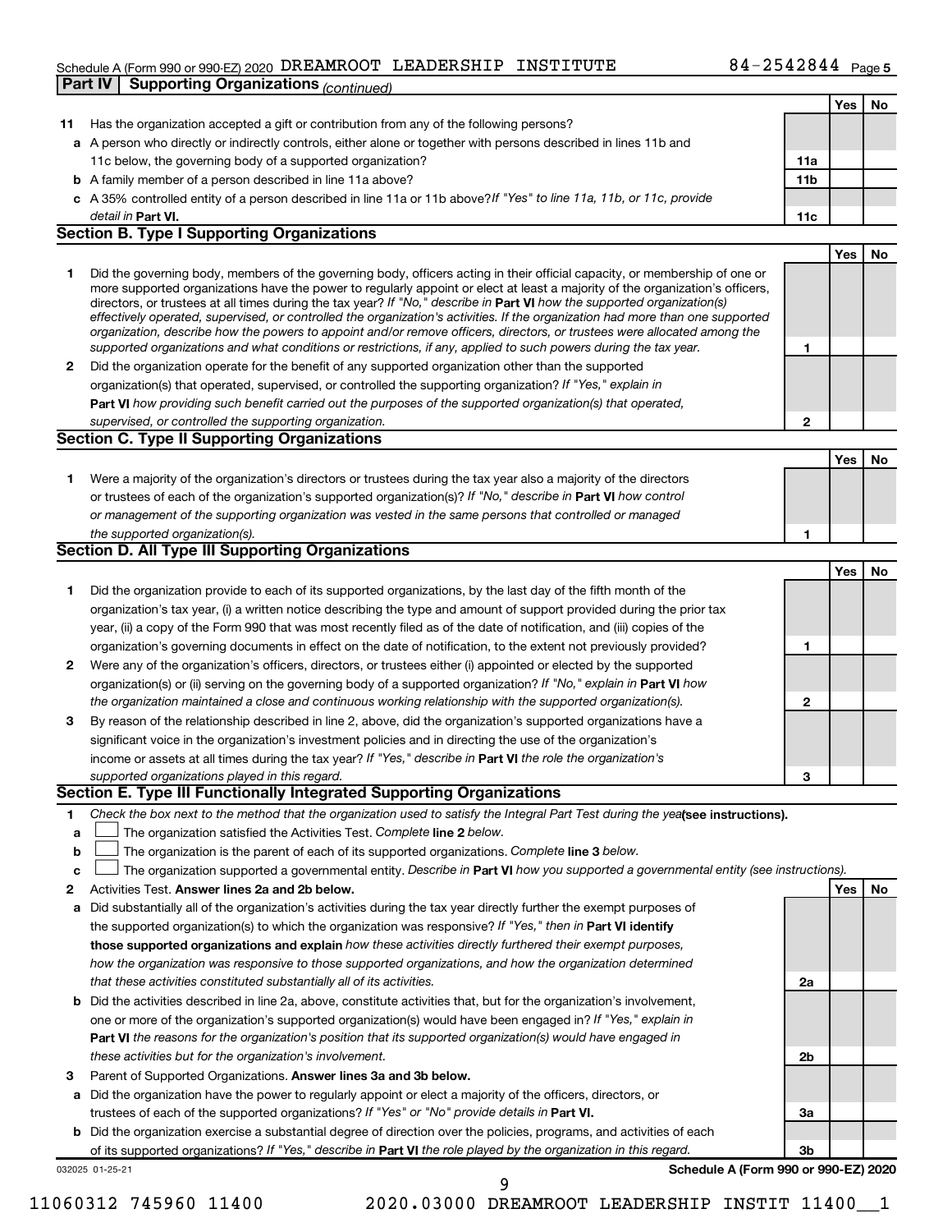Schedule A (Form 990 or 990-EZ) 2020 DREAMROOT LEADERSHIP INSTITUTE 84-2542844 Page 5

**Part IV Supporting Organizations** *(continued)*

| | | | Yes | No |
|---|---|---|---|---|
| **11** | Has the organization accepted a gift or contribution from any of the following persons? | | | |
| **a** | A person who directly or indirectly controls, either alone or together with persons described in lines 11b and 11c below, the governing body of a supported organization? | 11a | | |
| **b** | A family member of a person described in line 11a above? | 11b | | |
| **c** | A 35% controlled entity of a person described in line 11a or 11b above? *If "Yes" to line 11a, 11b, or 11c, provide detail in* **Part VI.** | 11c | | |

## Section B. Type I Supporting Organizations

| | | | Yes | No |
|---|---|---|---|---|
| **1** | Did the governing body, members of the governing body, officers acting in their official capacity, or membership of one or more supported organizations have the power to regularly appoint or elect at least a majority of the organization's officers, directors, or trustees at all times during the tax year? *If "No," describe in* **Part VI** *how the supported organization(s) effectively operated, supervised, or controlled the organization's activities. If the organization had more than one supported organization, describe how the powers to appoint and/or remove officers, directors, or trustees were allocated among the supported organizations and what conditions or restrictions, if any, applied to such powers during the tax year.* | 1 | | |
| **2** | Did the organization operate for the benefit of any supported organization other than the supported organization(s) that operated, supervised, or controlled the supporting organization? *If "Yes," explain in* **Part VI** *how providing such benefit carried out the purposes of the supported organization(s) that operated, supervised, or controlled the supporting organization.* | 2 | | |

## Section C. Type II Supporting Organizations

| | | | Yes | No |
|---|---|---|---|---|
| **1** | Were a majority of the organization's directors or trustees during the tax year also a majority of the directors or trustees of each of the organization's supported organization(s)? *If "No," describe in* **Part VI** *how control or management of the supporting organization was vested in the same persons that controlled or managed the supported organization(s).* | 1 | | |

## Section D. All Type III Supporting Organizations

| | | | Yes | No |
|---|---|---|---|---|
| **1** | Did the organization provide to each of its supported organizations, by the last day of the fifth month of the organization's tax year, (i) a written notice describing the type and amount of support provided during the prior tax year, (ii) a copy of the Form 990 that was most recently filed as of the date of notification, and (iii) copies of the organization's governing documents in effect on the date of notification, to the extent not previously provided? | 1 | | |
| **2** | Were any of the organization's officers, directors, or trustees either (i) appointed or elected by the supported organization(s) or (ii) serving on the governing body of a supported organization? *If "No," explain in* **Part VI** *how the organization maintained a close and continuous working relationship with the supported organization(s).* | 2 | | |
| **3** | By reason of the relationship described in line 2, above, did the organization's supported organizations have a significant voice in the organization's investment policies and in directing the use of the organization's income or assets at all times during the tax year? *If "Yes," describe in* **Part VI** *the role the organization's supported organizations played in this regard.* | 3 | | |

## Section E. Type III Functionally Integrated Supporting Organizations

**1** *Check the box next to the method that the organization used to satisfy the Integral Part Test during the year* **(see instructions).**

- **a** ☐ The organization satisfied the Activities Test. *Complete* **line 2** *below.*
- **b** ☐ The organization is the parent of each of its supported organizations. *Complete* **line 3** *below.*
- **c** ☐ The organization supported a governmental entity. *Describe in* **Part VI** *how you supported a governmental entity (see instructions).*

| | | | Yes | No |
|---|---|---|---|---|
| **2** | Activities Test. **Answer lines 2a and 2b below.** | | | |
| **a** | Did substantially all of the organization's activities during the tax year directly further the exempt purposes of the supported organization(s) to which the organization was responsive? *If "Yes," then in* **Part VI identify those supported organizations and explain** *how these activities directly furthered their exempt purposes, how the organization was responsive to those supported organizations, and how the organization determined that these activities constituted substantially all of its activities.* | 2a | | |
| **b** | Did the activities described in line 2a, above, constitute activities that, but for the organization's involvement, one or more of the organization's supported organization(s) would have been engaged in? *If "Yes," explain in* **Part VI** *the reasons for the organization's position that its supported organization(s) would have engaged in these activities but for the organization's involvement.* | 2b | | |
| **3** | Parent of Supported Organizations. **Answer lines 3a and 3b below.** | | | |
| **a** | Did the organization have the power to regularly appoint or elect a majority of the officers, directors, or trustees of each of the supported organizations? *If "Yes" or "No" provide details in* **Part VI.** | 3a | | |
| **b** | Did the organization exercise a substantial degree of direction over the policies, programs, and activities of each of its supported organizations? *If "Yes," describe in* **Part VI** *the role played by the organization in this regard.* | 3b | | |

032025 01-25-21 **Schedule A (Form 990 or 990-EZ) 2020**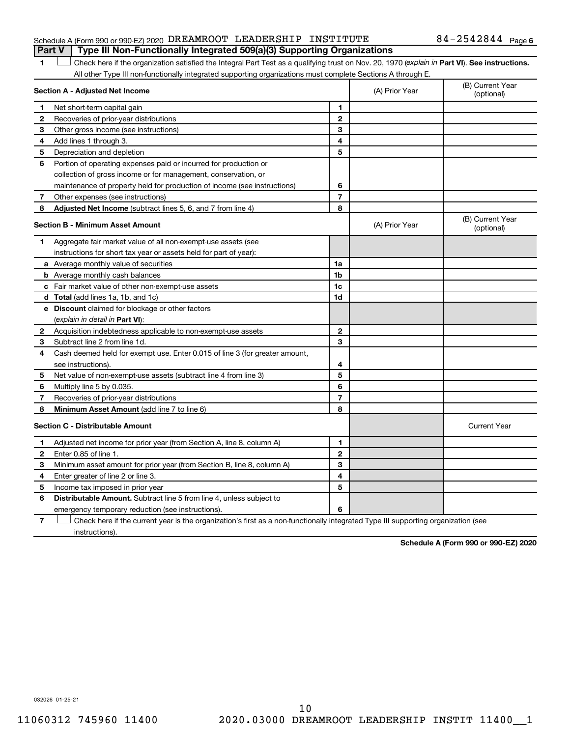Schedule A (Form 990 or 990-EZ) 2020 DREAMROOT LEADERSHIP INSTITUTE 84-2542844 Page 6

**Part V | Type III Non-Functionally Integrated 509(a)(3) Supporting Organizations**

1 ☐ Check here if the organization satisfied the Integral Part Test as a qualifying trust on Nov. 20, 1970 (*explain in* **Part VI**). **See instructions.** All other Type III non-functionally integrated supporting organizations must complete Sections A through E.

| **Section A - Adjusted Net Income** | | | (A) Prior Year | (B) Current Year (optional) |
|---|---|---|---|---|
| 1 | Net short-term capital gain | 1 | | |
| 2 | Recoveries of prior-year distributions | 2 | | |
| 3 | Other gross income (see instructions) | 3 | | |
| 4 | Add lines 1 through 3. | 4 | | |
| 5 | Depreciation and depletion | 5 | | |
| 6 | Portion of operating expenses paid or incurred for production or collection of gross income or for management, conservation, or maintenance of property held for production of income (see instructions) | 6 | | |
| 7 | Other expenses (see instructions) | 7 | | |
| 8 | **Adjusted Net Income** (subtract lines 5, 6, and 7 from line 4) | 8 | | |

| **Section B - Minimum Asset Amount** | | | (A) Prior Year | (B) Current Year (optional) |
|---|---|---|---|---|
| 1 | Aggregate fair market value of all non-exempt-use assets (see instructions for short tax year or assets held for part of year): | | | |
| a | Average monthly value of securities | 1a | | |
| b | Average monthly cash balances | 1b | | |
| c | Fair market value of other non-exempt-use assets | 1c | | |
| d | **Total** (add lines 1a, 1b, and 1c) | 1d | | |
| e | **Discount** claimed for blockage or other factors (*explain in detail in* **Part VI**): | | | |
| 2 | Acquisition indebtedness applicable to non-exempt-use assets | 2 | | |
| 3 | Subtract line 2 from line 1d. | 3 | | |
| 4 | Cash deemed held for exempt use. Enter 0.015 of line 3 (for greater amount, see instructions). | 4 | | |
| 5 | Net value of non-exempt-use assets (subtract line 4 from line 3) | 5 | | |
| 6 | Multiply line 5 by 0.035. | 6 | | |
| 7 | Recoveries of prior-year distributions | 7 | | |
| 8 | **Minimum Asset Amount** (add line 7 to line 6) | 8 | | |

| **Section C - Distributable Amount** | | | | Current Year |
|---|---|---|---|---|
| 1 | Adjusted net income for prior year (from Section A, line 8, column A) | 1 | | |
| 2 | Enter 0.85 of line 1. | 2 | | |
| 3 | Minimum asset amount for prior year (from Section B, line 8, column A) | 3 | | |
| 4 | Enter greater of line 2 or line 3. | 4 | | |
| 5 | Income tax imposed in prior year | 5 | | |
| 6 | **Distributable Amount.** Subtract line 5 from line 4, unless subject to emergency temporary reduction (see instructions). | 6 | | |

7 ☐ Check here if the current year is the organization's first as a non-functionally integrated Type III supporting organization (see instructions).

**Schedule A (Form 990 or 990-EZ) 2020**

032026 01-25-21

11060312 745960 11400 2020.03000 DREAMROOT LEADERSHIP INSTIT 11400__1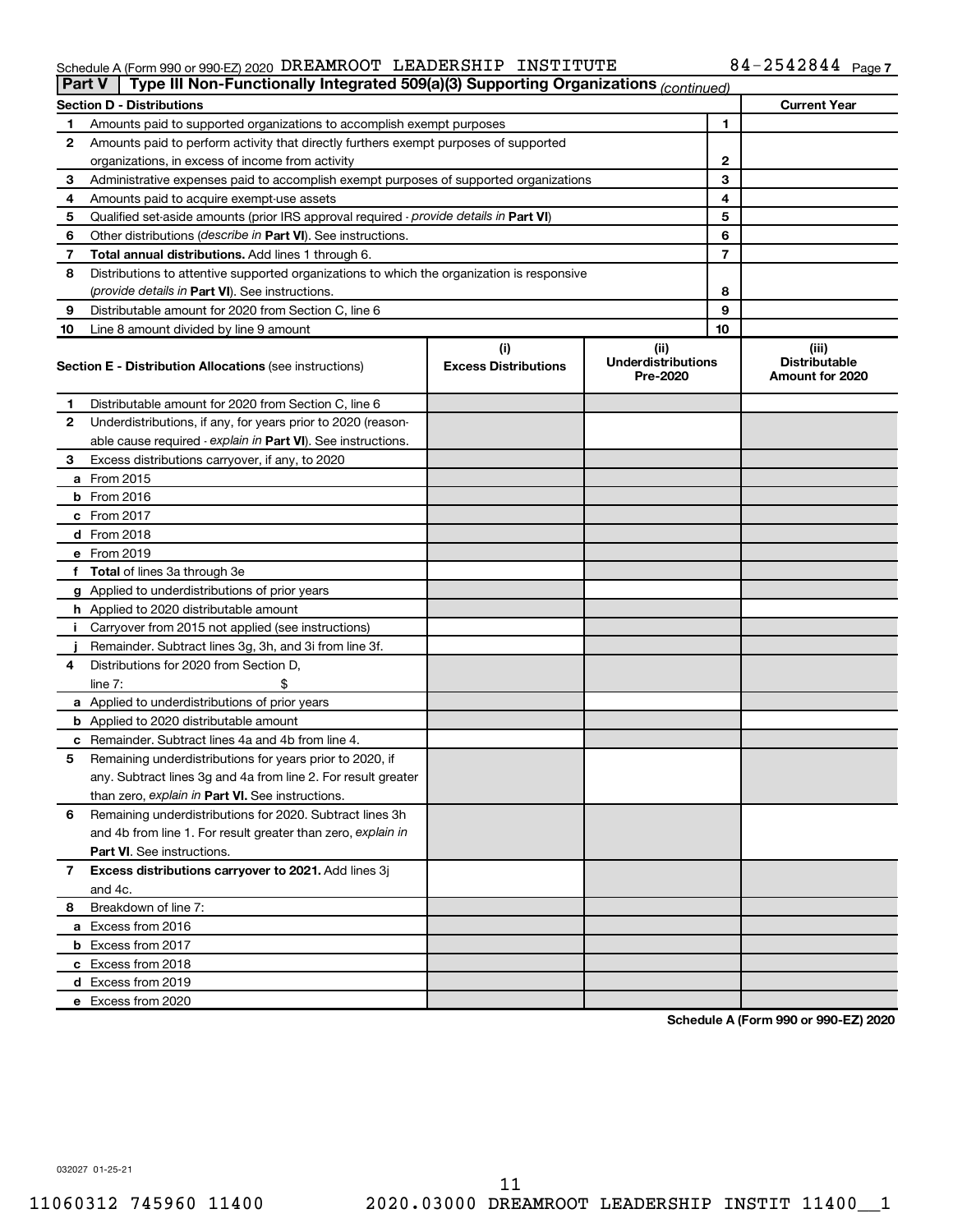Schedule A (Form 990 or 990-EZ) 2020 DREAMROOT LEADERSHIP INSTITUTE 84-2542844 Page 7

## Part V | Type III Non-Functionally Integrated 509(a)(3) Supporting Organizations *(continued)*

| Section D - Distributions | | | Current Year |
|---|---|---|---|
| 1 | Amounts paid to supported organizations to accomplish exempt purposes | 1 | |
| 2 | Amounts paid to perform activity that directly furthers exempt purposes of supported organizations, in excess of income from activity | 2 | |
| 3 | Administrative expenses paid to accomplish exempt purposes of supported organizations | 3 | |
| 4 | Amounts paid to acquire exempt-use assets | 4 | |
| 5 | Qualified set-aside amounts (prior IRS approval required - *provide details in* **Part VI**) | 5 | |
| 6 | Other distributions (*describe in* **Part VI**). See instructions. | 6 | |
| 7 | **Total annual distributions.** Add lines 1 through 6. | 7 | |
| 8 | Distributions to attentive supported organizations to which the organization is responsive (*provide details in* **Part VI**). See instructions. | 8 | |
| 9 | Distributable amount for 2020 from Section C, line 6 | 9 | |
| 10 | Line 8 amount divided by line 9 amount | 10 | |

| | **Section E - Distribution Allocations** (see instructions) | (i) Excess Distributions | (ii) Underdistributions Pre-2020 | (iii) Distributable Amount for 2020 |
|---|---|---|---|---|
| 1 | Distributable amount for 2020 from Section C, line 6 | | | |
| 2 | Underdistributions, if any, for years prior to 2020 (reasonable cause required - *explain in* **Part VI**). See instructions. | | | |
| 3 | Excess distributions carryover, if any, to 2020 | | | |
| a | From 2015 | | | |
| b | From 2016 | | | |
| c | From 2017 | | | |
| d | From 2018 | | | |
| e | From 2019 | | | |
| f | **Total** of lines 3a through 3e | | | |
| g | Applied to underdistributions of prior years | | | |
| h | Applied to 2020 distributable amount | | | |
| i | Carryover from 2015 not applied (see instructions) | | | |
| j | Remainder. Subtract lines 3g, 3h, and 3i from line 3f. | | | |
| 4 | Distributions for 2020 from Section D, line 7: $ | | | |
| a | Applied to underdistributions of prior years | | | |
| b | Applied to 2020 distributable amount | | | |
| c | Remainder. Subtract lines 4a and 4b from line 4. | | | |
| 5 | Remaining underdistributions for years prior to 2020, if any. Subtract lines 3g and 4a from line 2. For result greater than zero, *explain in* **Part VI.** See instructions. | | | |
| 6 | Remaining underdistributions for 2020. Subtract lines 3h and 4b from line 1. For result greater than zero, *explain in* **Part VI**. See instructions. | | | |
| 7 | **Excess distributions carryover to 2021.** Add lines 3j and 4c. | | | |
| 8 | Breakdown of line 7: | | | |
| a | Excess from 2016 | | | |
| b | Excess from 2017 | | | |
| c | Excess from 2018 | | | |
| d | Excess from 2019 | | | |
| e | Excess from 2020 | | | |

**Schedule A (Form 990 or 990-EZ) 2020**

032027 01-25-21

11060312 745960 11400 2020.03000 DREAMROOT LEADERSHIP INSTIT 11400__1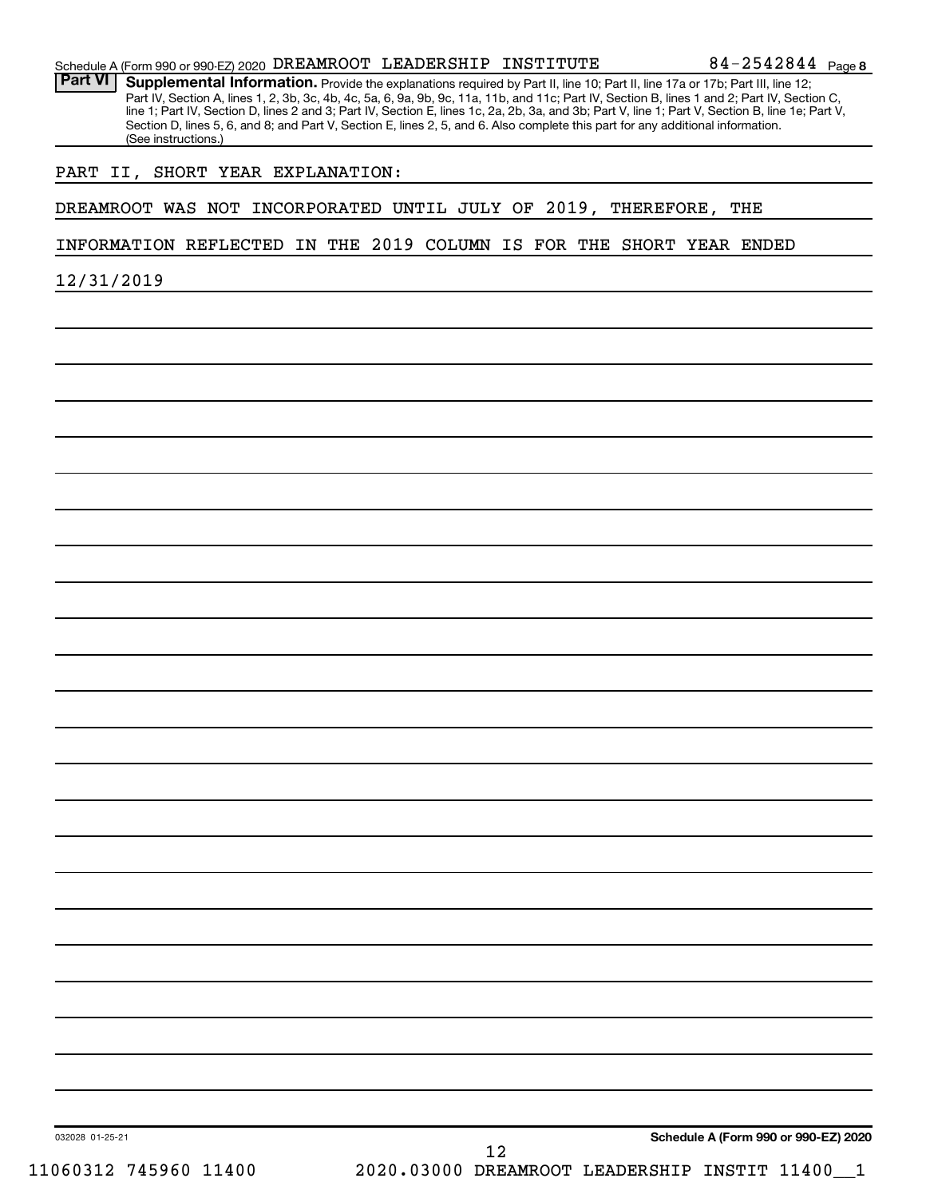Schedule A (Form 990 or 990-EZ) 2020 DREAMROOT LEADERSHIP INSTITUTE 84-2542844 Page 8

**Part VI** **Supplemental Information.** Provide the explanations required by Part II, line 10; Part II, line 17a or 17b; Part III, line 12; Part IV, Section A, lines 1, 2, 3b, 3c, 4b, 4c, 5a, 6, 9a, 9b, 9c, 11a, 11b, and 11c; Part IV, Section B, lines 1 and 2; Part IV, Section C, line 1; Part IV, Section D, lines 2 and 3; Part IV, Section E, lines 1c, 2a, 2b, 3a, and 3b; Part V, line 1; Part V, Section B, line 1e; Part V, Section D, lines 5, 6, and 8; and Part V, Section E, lines 2, 5, and 6. Also complete this part for any additional information. (See instructions.)

PART II, SHORT YEAR EXPLANATION:

DREAMROOT WAS NOT INCORPORATED UNTIL JULY OF 2019, THEREFORE, THE INFORMATION REFLECTED IN THE 2019 COLUMN IS FOR THE SHORT YEAR ENDED 12/31/2019

032028 01-25-21

**Schedule A (Form 990 or 990-EZ) 2020**

11060312 745960 11400 2020.03000 DREAMROOT LEADERSHIP INSTIT 11400__1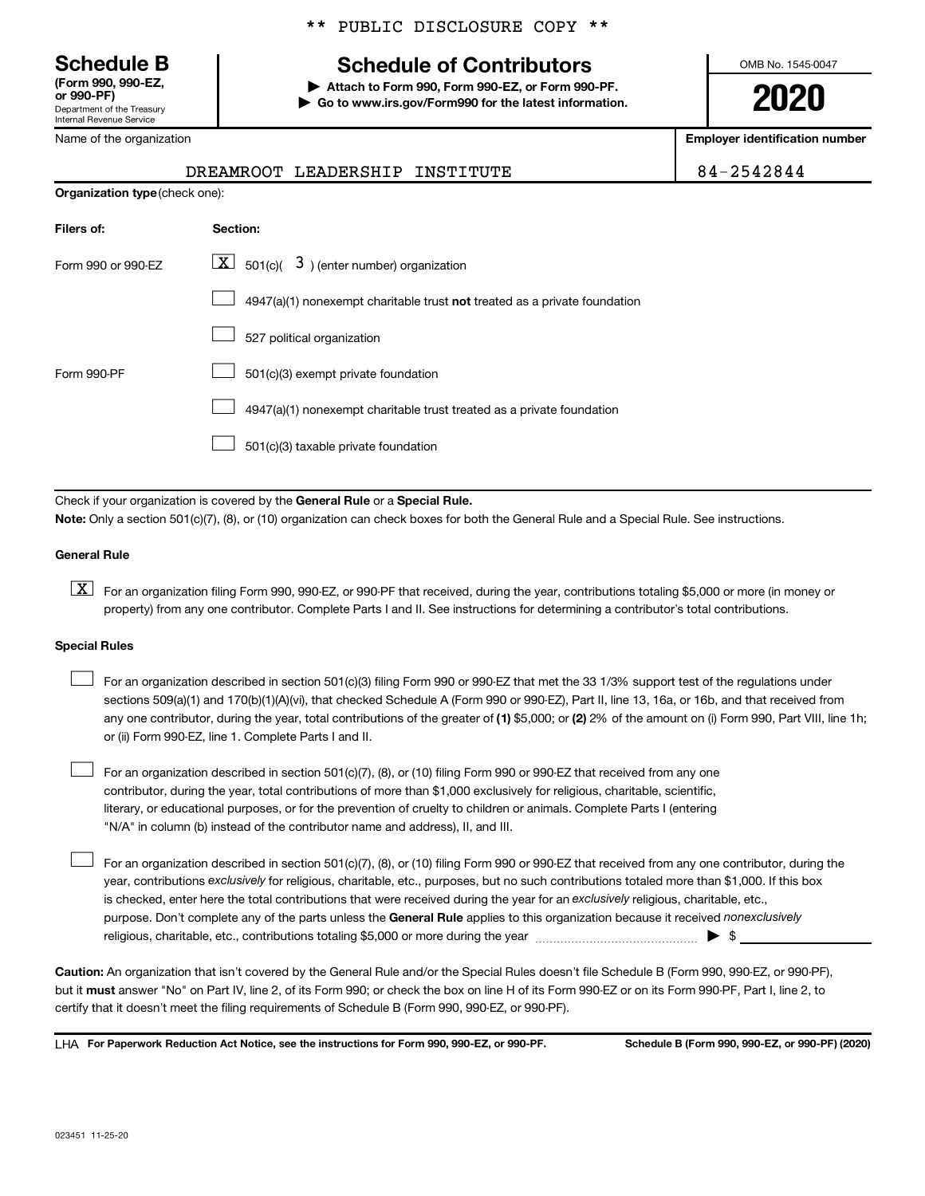** PUBLIC DISCLOSURE COPY **

**Schedule B**
**(Form 990, 990-EZ, or 990-PF)**
Department of the Treasury
Internal Revenue Service

# Schedule of Contributors

▶ **Attach to Form 990, Form 990-EZ, or Form 990-PF.**
▶ **Go to www.irs.gov/Form990 for the latest information.**

OMB No. 1545-0047

**2020**

| Name of the organization | Employer identification number |
| --- | --- |
| DREAMROOT LEADERSHIP INSTITUTE | 84-2542844 |

**Organization type** (check one):

| Filers of: | Section: |
| --- | --- |
| Form 990 or 990-EZ | [X] 501(c)( 3 ) (enter number) organization |
| | [ ] 4947(a)(1) nonexempt charitable trust **not** treated as a private foundation |
| | [ ] 527 political organization |
| Form 990-PF | [ ] 501(c)(3) exempt private foundation |
| | [ ] 4947(a)(1) nonexempt charitable trust treated as a private foundation |
| | [ ] 501(c)(3) taxable private foundation |

Check if your organization is covered by the **General Rule** or a **Special Rule.**

**Note:** Only a section 501(c)(7), (8), or (10) organization can check boxes for both the General Rule and a Special Rule. See instructions.

**General Rule**

[X] For an organization filing Form 990, 990-EZ, or 990-PF that received, during the year, contributions totaling $5,000 or more (in money or property) from any one contributor. Complete Parts I and II. See instructions for determining a contributor's total contributions.

**Special Rules**

[ ] For an organization described in section 501(c)(3) filing Form 990 or 990-EZ that met the 33 1/3% support test of the regulations under sections 509(a)(1) and 170(b)(1)(A)(vi), that checked Schedule A (Form 990 or 990-EZ), Part II, line 13, 16a, or 16b, and that received from any one contributor, during the year, total contributions of the greater of **(1)** $5,000; or **(2)** 2% of the amount on (i) Form 990, Part VIII, line 1h; or (ii) Form 990-EZ, line 1. Complete Parts I and II.

[ ] For an organization described in section 501(c)(7), (8), or (10) filing Form 990 or 990-EZ that received from any one contributor, during the year, total contributions of more than $1,000 exclusively for religious, charitable, scientific, literary, or educational purposes, or for the prevention of cruelty to children or animals. Complete Parts I (entering "N/A" in column (b) instead of the contributor name and address), II, and III.

[ ] For an organization described in section 501(c)(7), (8), or (10) filing Form 990 or 990-EZ that received from any one contributor, during the year, contributions *exclusively* for religious, charitable, etc., purposes, but no such contributions totaled more than $1,000. If this box is checked, enter here the total contributions that were received during the year for an *exclusively* religious, charitable, etc., purpose. Don't complete any of the parts unless the **General Rule** applies to this organization because it received *nonexclusively* religious, charitable, etc., contributions totaling $5,000 or more during the year ▶ $

**Caution:** An organization that isn't covered by the General Rule and/or the Special Rules doesn't file Schedule B (Form 990, 990-EZ, or 990-PF), but it **must** answer "No" on Part IV, line 2, of its Form 990; or check the box on line H of its Form 990-EZ or on its Form 990-PF, Part I, line 2, to certify that it doesn't meet the filing requirements of Schedule B (Form 990, 990-EZ, or 990-PF).

LHA **For Paperwork Reduction Act Notice, see the instructions for Form 990, 990-EZ, or 990-PF.** **Schedule B (Form 990, 990-EZ, or 990-PF) (2020)**

023451 11-25-20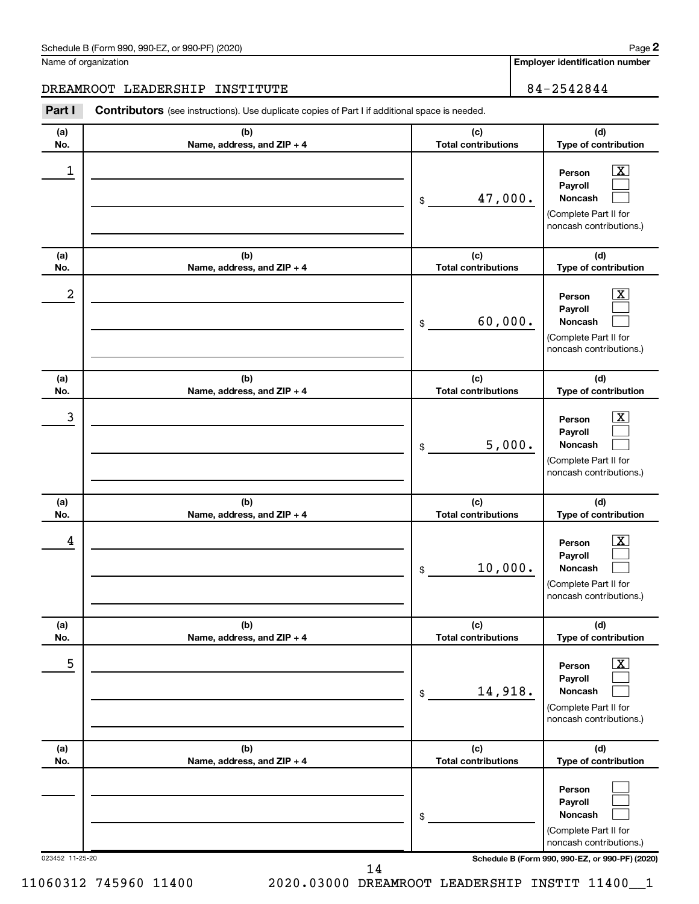Schedule B (Form 990, 990-EZ, or 990-PF) (2020)

Name of organization: DREAMROOT LEADERSHIP INSTITUTE

Employer identification number: 84-2542844

## Part I Contributors (see instructions). Use duplicate copies of Part I if additional space is needed.

| (a) No. | (b) Name, address, and ZIP + 4 | (c) Total contributions | (d) Type of contribution |
|---|---|---|---|
| 1 | | $ 47,000. | Person [X] Payroll [ ] Noncash [ ] (Complete Part II for noncash contributions.) |
| 2 | | $ 60,000. | Person [X] Payroll [ ] Noncash [ ] (Complete Part II for noncash contributions.) |
| 3 | | $ 5,000. | Person [X] Payroll [ ] Noncash [ ] (Complete Part II for noncash contributions.) |
| 4 | | $ 10,000. | Person [X] Payroll [ ] Noncash [ ] (Complete Part II for noncash contributions.) |
| 5 | | $ 14,918. | Person [X] Payroll [ ] Noncash [ ] (Complete Part II for noncash contributions.) |
| | | $ | Person [ ] Payroll [ ] Noncash [ ] (Complete Part II for noncash contributions.) |

023452 11-25-20

Schedule B (Form 990, 990-EZ, or 990-PF) (2020)

11060312 745960 11400 2020.03000 DREAMROOT LEADERSHIP INSTIT 11400__1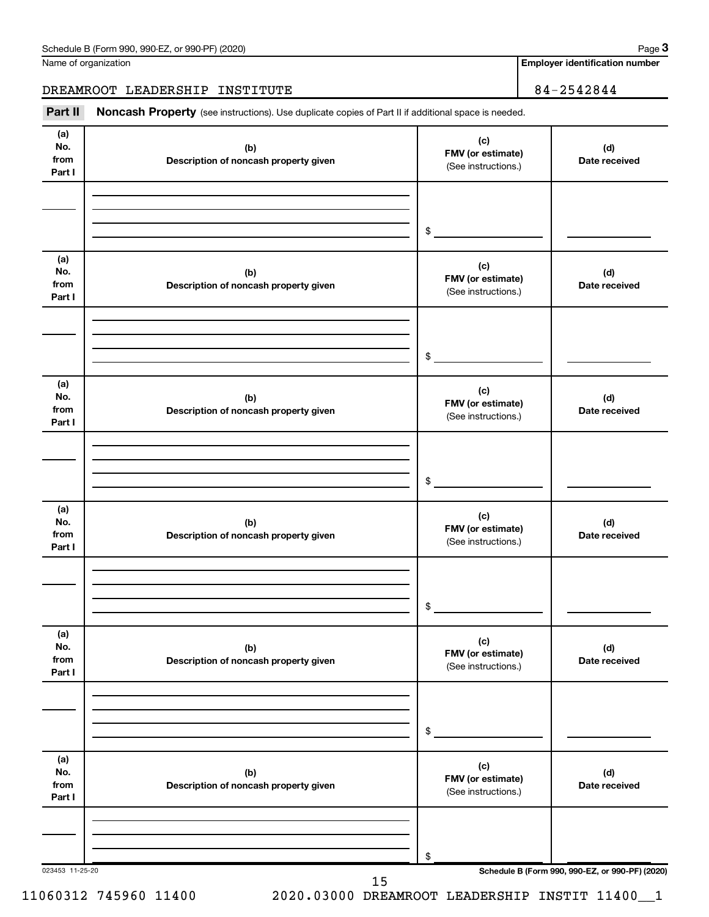Schedule B (Form 990, 990-EZ, or 990-PF) (2020)

Name of organization: DREAMROOT LEADERSHIP INSTITUTE

Employer identification number: 84-2542844

**Part II** **Noncash Property** (see instructions). Use duplicate copies of Part II if additional space is needed.

| (a) No. from Part I | (b) Description of noncash property given | (c) FMV (or estimate) (See instructions.) | (d) Date received |
|---|---|---|---|
| | | $ | |
| | | $ | |
| | | $ | |
| | | $ | |
| | | $ | |
| | | $ | |

023453 11-25-20

Schedule B (Form 990, 990-EZ, or 990-PF) (2020)

11060312 745960 11400 2020.03000 DREAMROOT LEADERSHIP INSTIT 11400__1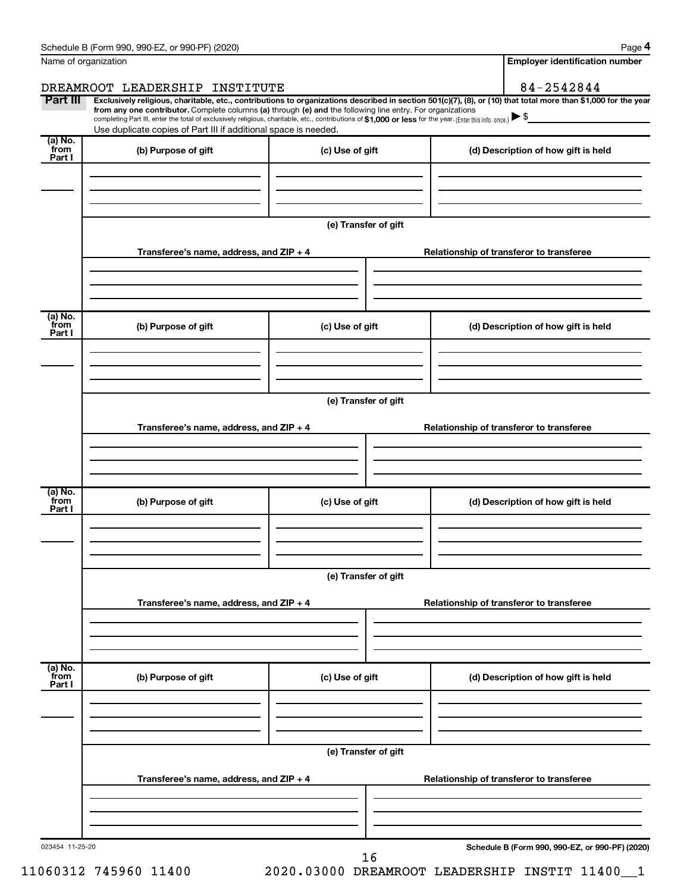Name of organization

DREAMROOT LEADERSHIP INSTITUTE

Employer identification number

84-2542844

**Part III** **Exclusively religious, charitable, etc., contributions to organizations described in section 501(c)(7), (8), or (10) that total more than $1,000 for the year from any one contributor.** Complete columns **(a)** through **(e) and** the following line entry. For organizations completing Part III, enter the total of exclusively religious, charitable, etc., contributions of **$1,000 or less** for the year. (Enter this info. once.) ▶ $

Use duplicate copies of Part III if additional space is needed.

| (a) No. from Part I | (b) Purpose of gift | (c) Use of gift | (d) Description of how gift is held |
|---|---|---|---|
| | | | |

**(e) Transfer of gift**

| Transferee's name, address, and ZIP + 4 | Relationship of transferor to transferee |
|---|---|
| | |

| (a) No. from Part I | (b) Purpose of gift | (c) Use of gift | (d) Description of how gift is held |
|---|---|---|---|
| | | | |

**(e) Transfer of gift**

| Transferee's name, address, and ZIP + 4 | Relationship of transferor to transferee |
|---|---|
| | |

| (a) No. from Part I | (b) Purpose of gift | (c) Use of gift | (d) Description of how gift is held |
|---|---|---|---|
| | | | |

**(e) Transfer of gift**

| Transferee's name, address, and ZIP + 4 | Relationship of transferor to transferee |
|---|---|
| | |

| (a) No. from Part I | (b) Purpose of gift | (c) Use of gift | (d) Description of how gift is held |
|---|---|---|---|
| | | | |

**(e) Transfer of gift**

| Transferee's name, address, and ZIP + 4 | Relationship of transferor to transferee |
|---|---|
| | |

023454 11-25-20

**Schedule B (Form 990, 990-EZ, or 990-PF) (2020)**

11060312 745960 11400 2020.03000 DREAMROOT LEADERSHIP INSTIT 11400__1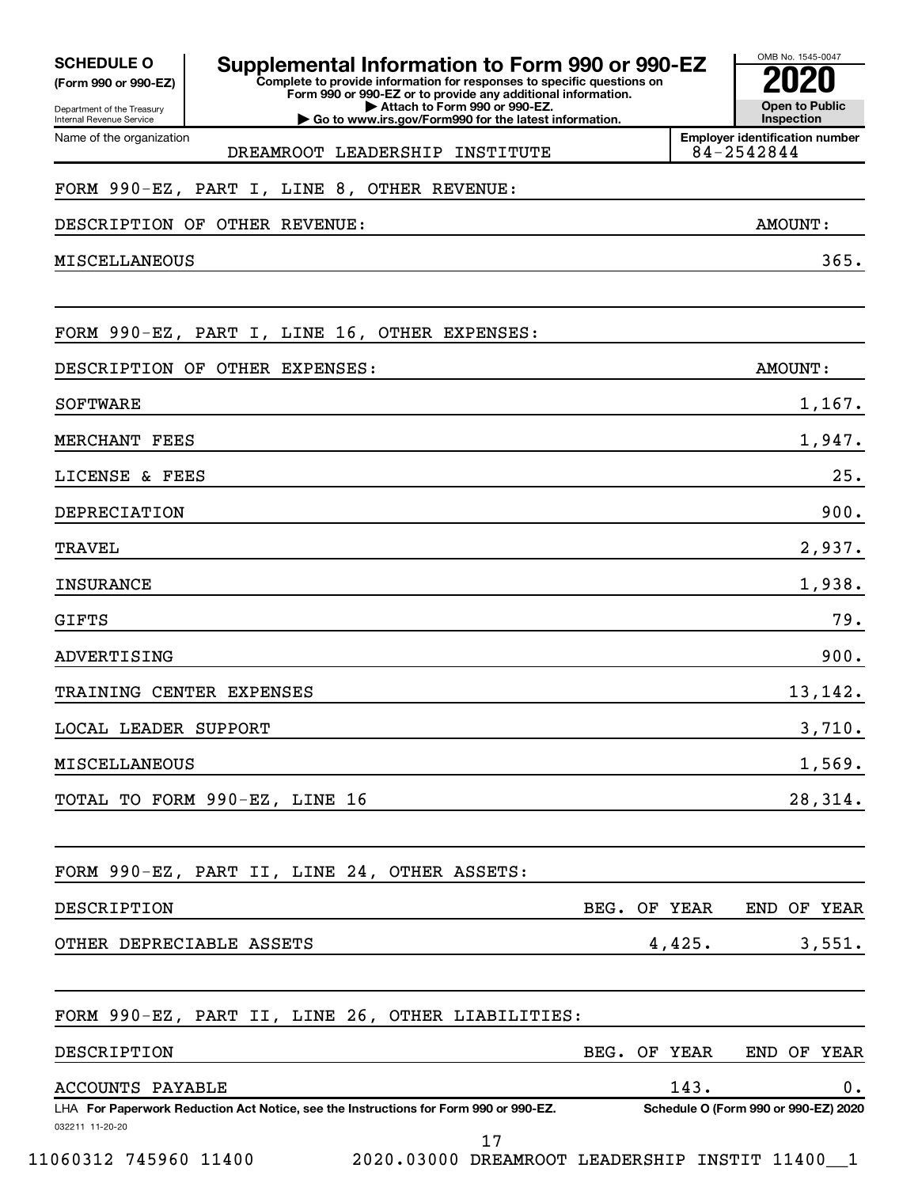**SCHEDULE O**
**(Form 990 or 990-EZ)**

Department of the Treasury
Internal Revenue Service

# Supplemental Information to Form 990 or 990-EZ

**Complete to provide information for responses to specific questions on Form 990 or 990-EZ or to provide any additional information.**
**▶ Attach to Form 990 or 990-EZ.**
**▶ Go to www.irs.gov/Form990 for the latest information.**

OMB No. 1545-0047
**2020**
**Open to Public Inspection**

Name of the organization: DREAMROOT LEADERSHIP INSTITUTE

**Employer identification number:** 84-2542844

FORM 990-EZ, PART I, LINE 8, OTHER REVENUE:

| DESCRIPTION OF OTHER REVENUE: | AMOUNT: |
|---|---|
| MISCELLANEOUS | 365. |

FORM 990-EZ, PART I, LINE 16, OTHER EXPENSES:

| DESCRIPTION OF OTHER EXPENSES: | AMOUNT: |
|---|---|
| SOFTWARE | 1,167. |
| MERCHANT FEES | 1,947. |
| LICENSE & FEES | 25. |
| DEPRECIATION | 900. |
| TRAVEL | 2,937. |
| INSURANCE | 1,938. |
| GIFTS | 79. |
| ADVERTISING | 900. |
| TRAINING CENTER EXPENSES | 13,142. |
| LOCAL LEADER SUPPORT | 3,710. |
| MISCELLANEOUS | 1,569. |
| TOTAL TO FORM 990-EZ, LINE 16 | 28,314. |

FORM 990-EZ, PART II, LINE 24, OTHER ASSETS:

| DESCRIPTION | BEG. OF YEAR | END OF YEAR |
|---|---|---|
| OTHER DEPRECIABLE ASSETS | 4,425. | 3,551. |

FORM 990-EZ, PART II, LINE 26, OTHER LIABILITIES:

| DESCRIPTION | BEG. OF YEAR | END OF YEAR |
|---|---|---|
| ACCOUNTS PAYABLE | 143. | 0. |

LHA **For Paperwork Reduction Act Notice, see the Instructions for Form 990 or 990-EZ.** **Schedule O (Form 990 or 990-EZ) 2020**

032211 11-20-20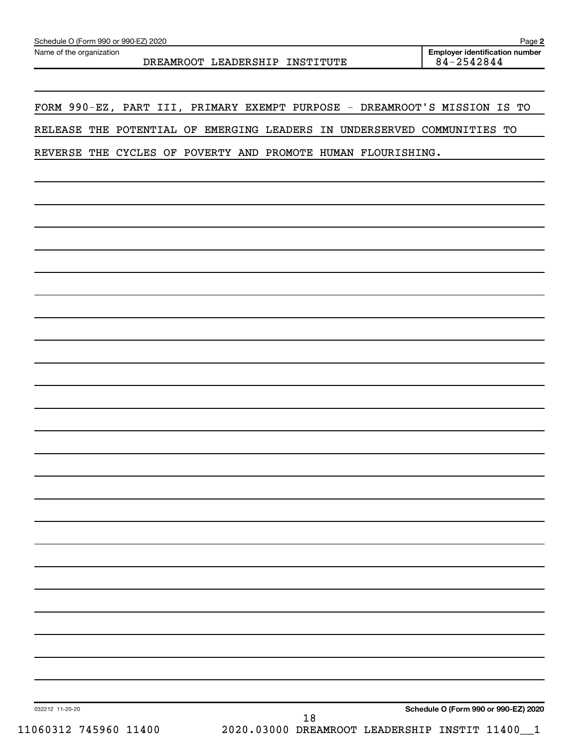Schedule O (Form 990 or 990-EZ) 2020

Name of the organization: DREAMROOT LEADERSHIP INSTITUTE

Employer identification number: 84-2542844

FORM 990-EZ, PART III, PRIMARY EXEMPT PURPOSE - DREAMROOT'S MISSION IS TO RELEASE THE POTENTIAL OF EMERGING LEADERS IN UNDERSERVED COMMUNITIES TO REVERSE THE CYCLES OF POVERTY AND PROMOTE HUMAN FLOURISHING.

032212 11-20-20

Schedule O (Form 990 or 990-EZ) 2020

11060312 745960 11400 2020.03000 DREAMROOT LEADERSHIP INSTIT 11400__1